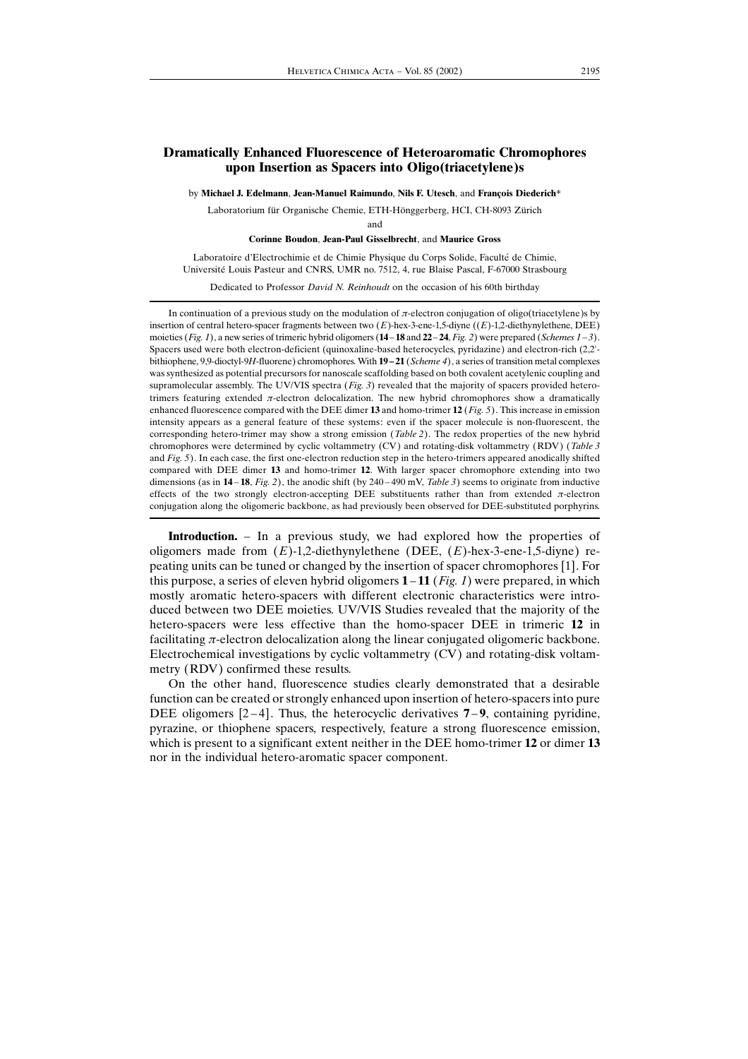# Dramatically Enhanced Fluorescence of Heteroaromatic Chromophores upon Insertion as Spacers into Oligo(triacetylene)s

by **Michael J. Edelmann**, **Jean-Manuel Raimundo**, **Nils F. Utesch**, and **François Diederich***

Laboratorium für Organische Chemie, ETH-Hönggerberg, HCI, CH-8093 Zürich

and

**Corinne Boudon**, **Jean-Paul Gisselbrecht**, and **Maurice Gross**

Laboratoire d'Electrochimie et de Chimie Physique du Corps Solide, Faculté de Chimie, Université Louis Pasteur and CNRS, UMR no. 7512, 4, rue Blaise Pascal, F-67000 Strasbourg

Dedicated to Professor *David N. Reinhoudt* on the occasion of his 60th birthday

In continuation of a previous study on the modulation of $\pi$-electron conjugation of oligo(triacetylene)s by insertion of central hetero-spacer fragments between two (*E*)-hex-3-ene-1,5-diyne ((*E*)-1,2-diethynylethene, DEE) moieties (*Fig. 1*), a new series of trimeric hybrid oligomers (**14**–**18** and **22**–**24**, *Fig. 2*) were prepared (*Schemes 1–3*). Spacers used were both electron-deficient (quinoxaline-based heterocycles, pyridazine) and electron-rich (2,2′-bithiophene, 9,9-dioctyl-9*H*-fluorene) chromophores. With **19**–**21** (*Scheme 4*), a series of transition metal complexes was synthesized as potential precursors for nanoscale scaffolding based on both covalent acetylenic coupling and supramolecular assembly. The UV/VIS spectra (*Fig. 3*) revealed that the majority of spacers provided hetero-trimers featuring extended $\pi$-electron delocalization. The new hybrid chromophores show a dramatically enhanced fluorescence compared with the DEE dimer **13** and homo-trimer **12** (*Fig. 5*). This increase in emission intensity appears as a general feature of these systems: even if the spacer molecule is non-fluorescent, the corresponding hetero-trimer may show a strong emission (*Table 2*). The redox properties of the new hybrid chromophores were determined by cyclic voltammetry (CV) and rotating-disk voltammetry (RDV) (*Table 3* and *Fig. 5*). In each case, the first one-electron reduction step in the hetero-trimers appeared anodically shifted compared with DEE dimer **13** and homo-trimer **12**. With larger spacer chromophore extending into two dimensions (as in **14**–**18**, *Fig. 2*), the anodic shift (by 240–490 mV, *Table 3*) seems to originate from inductive effects of the two strongly electron-accepting DEE substituents rather than from extended $\pi$-electron conjugation along the oligomeric backbone, as had previously been observed for DEE-substituted porphyrins.

**Introduction.** – In a previous study, we had explored how the properties of oligomers made from (*E*)-1,2-diethynylethene (DEE, (*E*)-hex-3-ene-1,5-diyne) repeating units can be tuned or changed by the insertion of spacer chromophores [1]. For this purpose, a series of eleven hybrid oligomers **1**–**11** (*Fig. 1*) were prepared, in which mostly aromatic hetero-spacers with different electronic characteristics were introduced between two DEE moieties. UV/VIS Studies revealed that the majority of the hetero-spacers were less effective than the homo-spacer DEE in trimeric **12** in facilitating $\pi$-electron delocalization along the linear conjugated oligomeric backbone. Electrochemical investigations by cyclic voltammetry (CV) and rotating-disk voltammetry (RDV) confirmed these results.

On the other hand, fluorescence studies clearly demonstrated that a desirable function can be created or strongly enhanced upon insertion of hetero-spacers into pure DEE oligomers [2–4]. Thus, the heterocyclic derivatives **7**–**9**, containing pyridine, pyrazine, or thiophene spacers, respectively, feature a strong fluorescence emission, which is present to a significant extent neither in the DEE homo-trimer **12** or dimer **13** nor in the individual hetero-aromatic spacer component.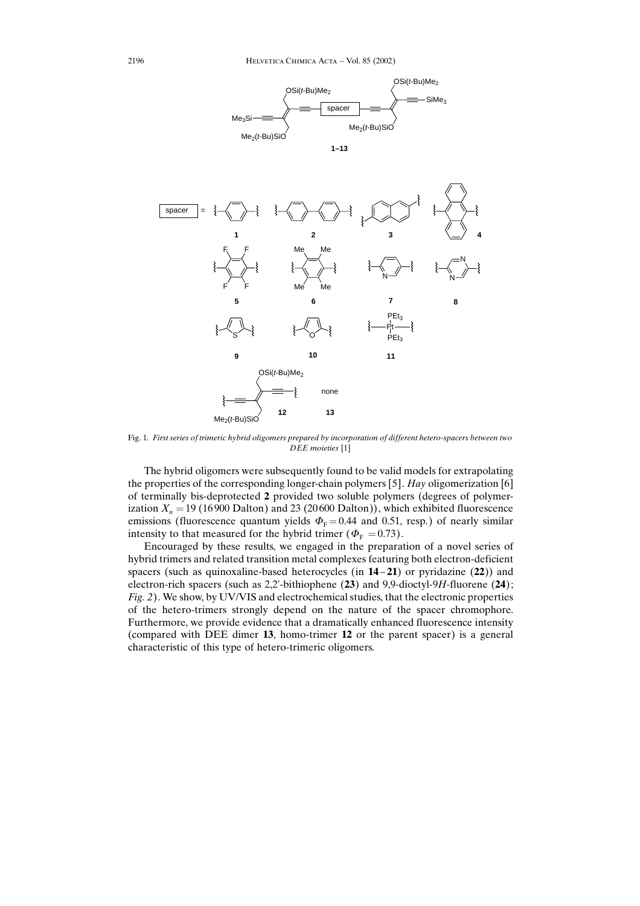Fig. 1. *First series of trimeric hybrid oligomers prepared by incorporation of different hetero-spacers between two DEE moieties* [1]

The hybrid oligomers were subsequently found to be valid models for extrapolating the properties of the corresponding longer-chain polymers [5]. *Hay* oligomerization [6] of terminally bis-deprotected **2** provided two soluble polymers (degrees of polymerization $X_n = 19$ (16900 Dalton) and 23 (20600 Dalton)), which exhibited fluorescence emissions (fluorescence quantum yields $\Phi_F = 0.44$ and 0.51, resp.) of nearly similar intensity to that measured for the hybrid trimer ($\Phi_F = 0.73$).

Encouraged by these results, we engaged in the preparation of a novel series of hybrid trimers and related transition metal complexes featuring both electron-deficient spacers (such as quinoxaline-based heterocycles (in **14**–**21**) or pyridazine (**22**)) and electron-rich spacers (such as 2,2′-bithiophene (**23**) and 9,9-dioctyl-9*H*-fluorene (**24**); *Fig. 2*). We show, by UV/VIS and electrochemical studies, that the electronic properties of the hetero-trimers strongly depend on the nature of the spacer chromophore. Furthermore, we provide evidence that a dramatically enhanced fluorescence intensity (compared with DEE dimer **13**, homo-trimer **12** or the parent spacer) is a general characteristic of this type of hetero-trimeric oligomers.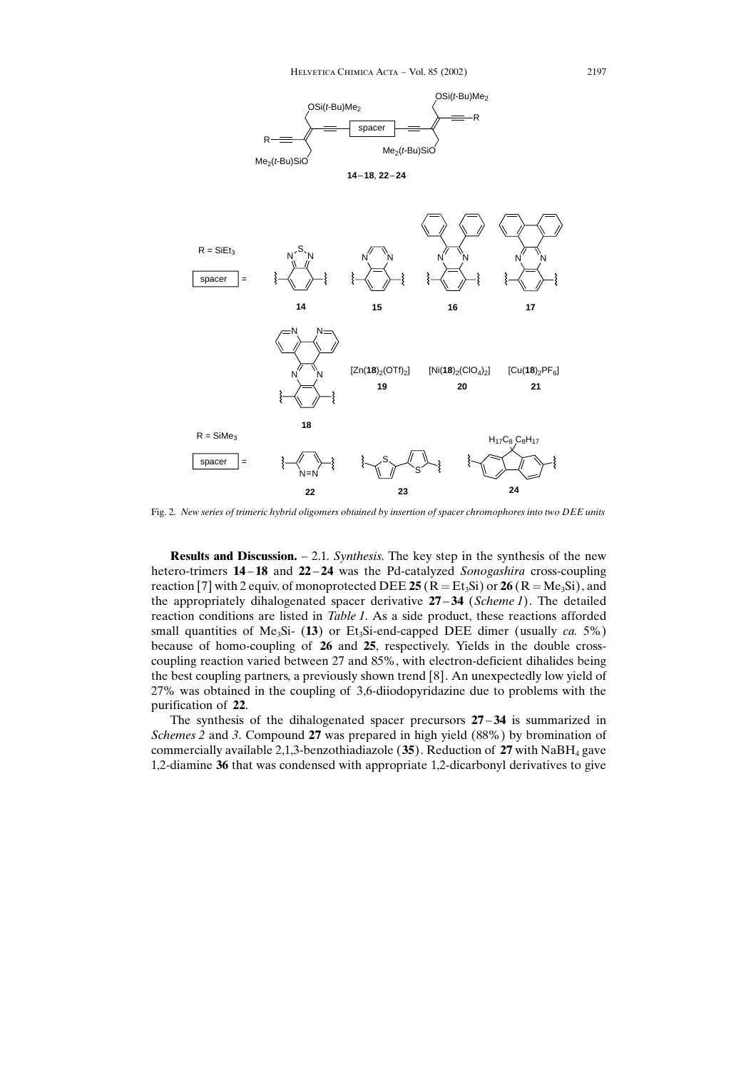Fig. 2. *New series of trimeric hybrid oligomers obtained by insertion of spacer chromophores into two DEE units*

**Results and Discussion.** – 2.1. *Synthesis.* The key step in the synthesis of the new hetero-trimers **14**–**18** and **22**–**24** was the Pd-catalyzed *Sonogashira* cross-coupling reaction [7] with 2 equiv. of monoprotected DEE **25** ($R = Et_3Si$) or **26** ($R = Me_3Si$), and the appropriately dihalogenated spacer derivative **27**–**34** (*Scheme 1*). The detailed reaction conditions are listed in *Table 1*. As a side product, these reactions afforded small quantities of $Me_3Si$- (**13**) or $Et_3Si$-end-capped DEE dimer (usually *ca.* 5%) because of homo-coupling of **26** and **25**, respectively. Yields in the double cross-coupling reaction varied between 27 and 85%, with electron-deficient dihalides being the best coupling partners, a previously shown trend [8]. An unexpectedly low yield of 27% was obtained in the coupling of 3,6-diiodopyridazine due to problems with the purification of **22**.

The synthesis of the dihalogenated spacer precursors **27**–**34** is summarized in *Schemes 2* and *3*. Compound **27** was prepared in high yield (88%) by bromination of commercially available 2,1,3-benzothiadiazole (**35**). Reduction of **27** with $NaBH_4$ gave 1,2-diamine **36** that was condensed with appropriate 1,2-dicarbonyl derivatives to give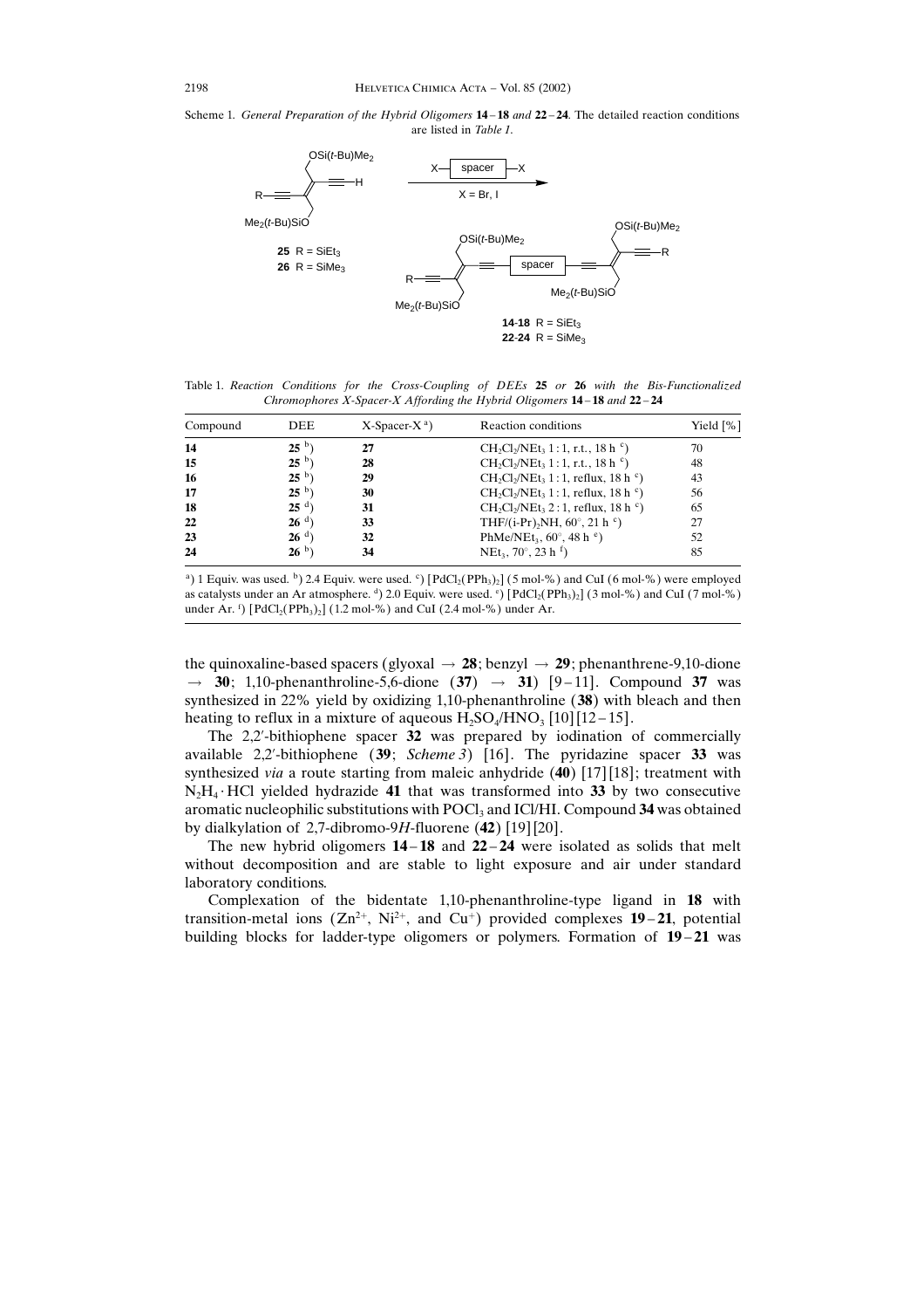Scheme 1. *General Preparation of the Hybrid Oligomers* **14**–**18** *and* **22**–**24**. The detailed reaction conditions are listed in *Table 1*.

Table 1. *Reaction Conditions for the Cross-Coupling of DEEs* **25** *or* **26** *with the Bis-Functionalized Chromophores X-Spacer-X Affording the Hybrid Oligomers* **14**–**18** *and* **22**–**24**

| Compound | DEE | X-Spacer-X [a]) | Reaction conditions | Yield [%] |
|---|---|---|---|---|
| **14** | **25** [b]) | **27** | $CH_2Cl_2/NEt_3$ 1:1, r.t., 18 h [c]) | 70 |
| **15** | **25** [b]) | **28** | $CH_2Cl_2/NEt_3$ 1:1, r.t., 18 h [c]) | 48 |
| **16** | **25** [b]) | **29** | $CH_2Cl_2/NEt_3$ 1:1, reflux, 18 h [c]) | 43 |
| **17** | **25** [b]) | **30** | $CH_2Cl_2/NEt_3$ 1:1, reflux, 18 h [c]) | 56 |
| **18** | **25** [d]) | **31** | $CH_2Cl_2/NEt_3$ 2:1, reflux, 18 h [c]) | 65 |
| **22** | **26** [d]) | **33** | THF/(i-Pr)$_2$NH, 60°, 21 h [c]) | 27 |
| **23** | **26** [d]) | **32** | PhMe/$NEt_3$, 60°, 48 h [e]) | 52 |
| **24** | **26** [b]) | **34** | $NEt_3$, 70°, 23 h [f]) | 85 |

[a]) 1 Equiv. was used. [b]) 2.4 Equiv. were used. [c]) [$PdCl_2(PPh_3)_2$] (5 mol-%) and CuI (6 mol-%) were employed as catalysts under an Ar atmosphere. [d]) 2.0 Equiv. were used. [e]) [$PdCl_2(PPh_3)_2$] (3 mol-%) and CuI (7 mol-%) under Ar. [f]) [$PdCl_2(PPh_3)_2$] (1.2 mol-%) and CuI (2.4 mol-%) under Ar.

the quinoxaline-based spacers (glyoxal → **28**; benzyl → **29**; phenanthrene-9,10-dione → **30**; 1,10-phenanthroline-5,6-dione (**37**) → **31**) [9–11]. Compound **37** was synthesized in 22% yield by oxidizing 1,10-phenanthroline (**38**) with bleach and then heating to reflux in a mixture of aqueous $H_2SO_4/HNO_3$ [10][12–15].

The 2,2′-bithiophene spacer **32** was prepared by iodination of commercially available 2,2′-bithiophene (**39**; *Scheme 3*) [16]. The pyridazine spacer **33** was synthesized *via* a route starting from maleic anhydride (**40**) [17][18]; treatment with $N_2H_4 \cdot HCl$ yielded hydrazide **41** that was transformed into **33** by two consecutive aromatic nucleophilic substitutions with $POCl_3$ and ICl/HI. Compound **34** was obtained by dialkylation of 2,7-dibromo-9*H*-fluorene (**42**) [19][20].

The new hybrid oligomers **14**–**18** and **22**–**24** were isolated as solids that melt without decomposition and are stable to light exposure and air under standard laboratory conditions.

Complexation of the bidentate 1,10-phenanthroline-type ligand in **18** with transition-metal ions ($Zn^{2+}$, $Ni^{2+}$, and $Cu^{+}$) provided complexes **19**–**21**, potential building blocks for ladder-type oligomers or polymers. Formation of **19**–**21** was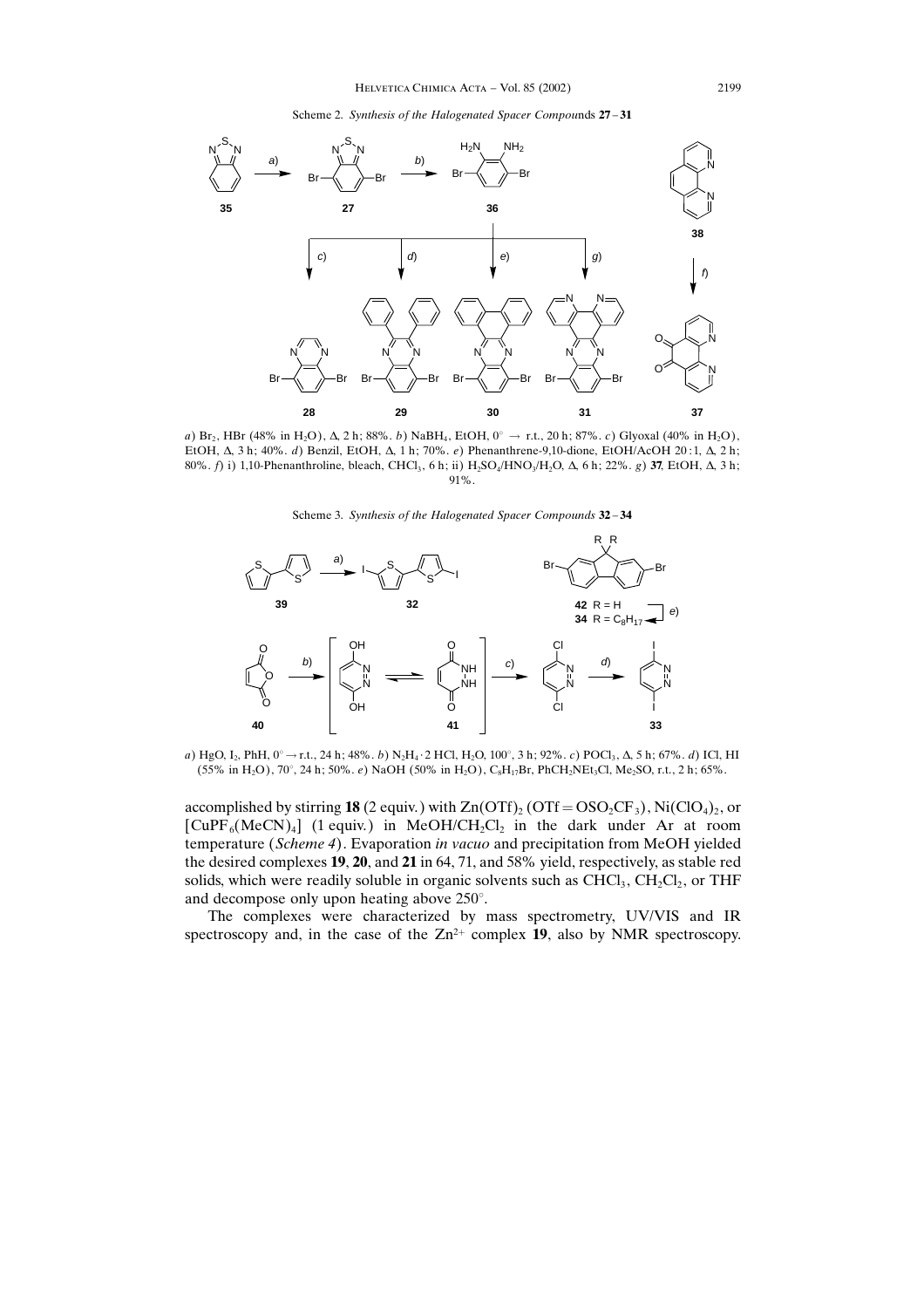Scheme 2. *Synthesis of the Halogenated Spacer Compounds* **27**–**31**

*a*) $Br_2$, HBr (48% in $H_2O$), Δ, 2 h; 88%. *b*) $NaBH_4$, EtOH, 0° → r.t., 20 h; 87%. *c*) Glyoxal (40% in $H_2O$), EtOH, Δ, 3 h; 40%. *d*) Benzil, EtOH, Δ, 1 h; 70%. *e*) Phenanthrene-9,10-dione, EtOH/AcOH 20:1, Δ, 2 h; 80%. *f*) i) 1,10-Phenanthroline, bleach, $CHCl_3$, 6 h; ii) $H_2SO_4/HNO_3/H_2O$, Δ, 6 h; 22%. *g*) **37**, EtOH, Δ, 3 h; 91%.

Scheme 3. *Synthesis of the Halogenated Spacer Compounds* **32**–**34**

*a*) HgO, $I_2$, PhH, 0° → r.t., 24 h; 48%. *b*) $N_2H_4 \cdot 2$ HCl, $H_2O$, 100°, 3 h; 92%. *c*) $POCl_3$, Δ, 5 h; 67%. *d*) ICl, HI (55% in $H_2O$), 70°, 24 h; 50%. *e*) NaOH (50% in $H_2O$), $C_8H_{17}Br$, $PhCH_2NEt_3Cl$, $Me_2SO$, r.t., 2 h; 65%.

accomplished by stirring **18** (2 equiv.) with $Zn(OTf)_2$ (OTf = $OSO_2CF_3$), $Ni(ClO_4)_2$, or $[CuPF_6(MeCN)_4]$ (1 equiv.) in $MeOH/CH_2Cl_2$ in the dark under Ar at room temperature (*Scheme 4*). Evaporation *in vacuo* and precipitation from MeOH yielded the desired complexes **19**, **20**, and **21** in 64, 71, and 58% yield, respectively, as stable red solids, which were readily soluble in organic solvents such as $CHCl_3$, $CH_2Cl_2$, or THF and decompose only upon heating above 250°.

The complexes were characterized by mass spectrometry, UV/VIS and IR spectroscopy and, in the case of the $Zn^{2+}$ complex **19**, also by NMR spectroscopy.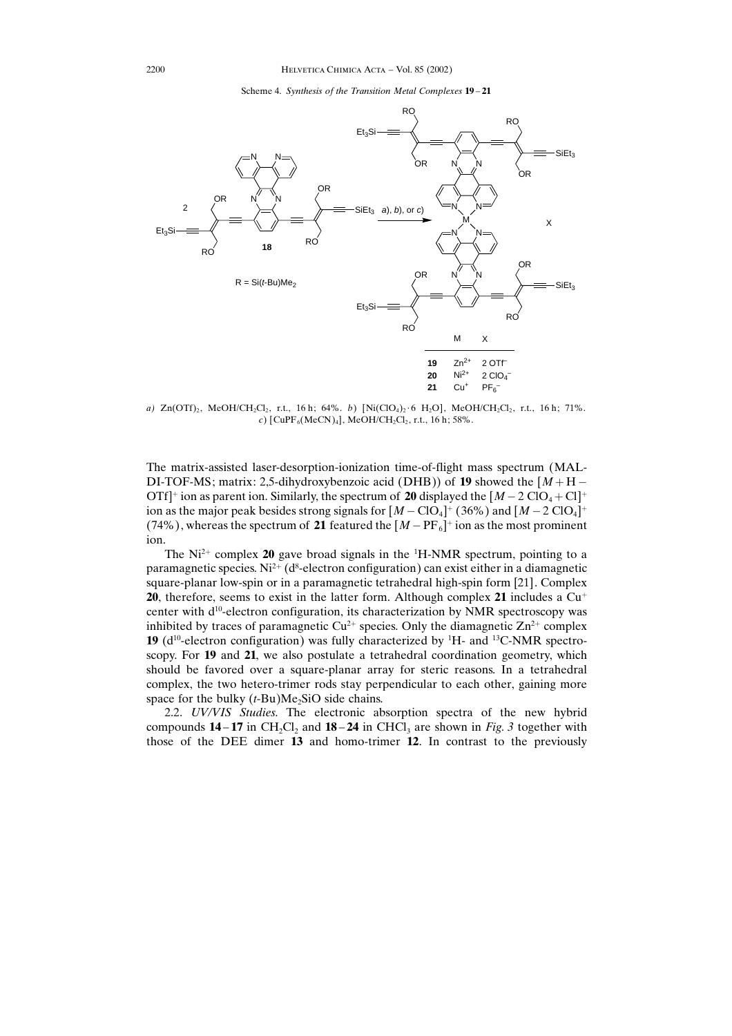Scheme 4. *Synthesis of the Transition Metal Complexes* **19**–**21**

| | M | X |
|---|---|---|
| **19** | $Zn^{2+}$ | 2 $OTf^-$ |
| **20** | $Ni^{2+}$ | 2 $ClO_4^-$ |
| **21** | $Cu^+$ | $PF_6^-$ |

$R = Si(t\text{-}Bu)Me_2$

*a*) $Zn(OTf)_2$, $MeOH/CH_2Cl_2$, r.t., 16 h; 64%. *b*) [$Ni(ClO_4)_2 \cdot 6\ H_2O$], $MeOH/CH_2Cl_2$, r.t., 16 h; 71%. *c*) [$CuPF_6(MeCN)_4$], $MeOH/CH_2Cl_2$, r.t., 16 h; 58%.

The matrix-assisted laser-desorption-ionization time-of-flight mass spectrum (MALDI-TOF-MS; matrix: 2,5-dihydroxybenzoic acid (DHB)) of **19** showed the $[M + H - OTf]^+$ ion as parent ion. Similarly, the spectrum of **20** displayed the $[M - 2\ ClO_4 + Cl]^+$ ion as the major peak besides strong signals for $[M - ClO_4]^+$ (36%) and $[M - 2\ ClO_4]^+$ (74%), whereas the spectrum of **21** featured the $[M - PF_6]^+$ ion as the most prominent ion.

The $Ni^{2+}$ complex **20** gave broad signals in the $^1H$-NMR spectrum, pointing to a paramagnetic species. $Ni^{2+}$ ($d^8$-electron configuration) can exist either in a diamagnetic square-planar low-spin or in a paramagnetic tetrahedral high-spin form [21]. Complex **20**, therefore, seems to exist in the latter form. Although complex **21** includes a $Cu^+$ center with $d^{10}$-electron configuration, its characterization by NMR spectroscopy was inhibited by traces of paramagnetic $Cu^{2+}$ species. Only the diamagnetic $Zn^{2+}$ complex **19** ($d^{10}$-electron configuration) was fully characterized by $^1H$- and $^{13}C$-NMR spectroscopy. For **19** and **21**, we also postulate a tetrahedral coordination geometry, which should be favored over a square-planar array for steric reasons. In a tetrahedral complex, the two hetero-trimer rods stay perpendicular to each other, gaining more space for the bulky $(t\text{-}Bu)Me_2SiO$ side chains.

2.2. *UV/VIS Studies.* The electronic absorption spectra of the new hybrid compounds **14**–**17** in $CH_2Cl_2$ and **18**–**24** in $CHCl_3$ are shown in *Fig. 3* together with those of the DEE dimer **13** and homo-trimer **12**. In contrast to the previously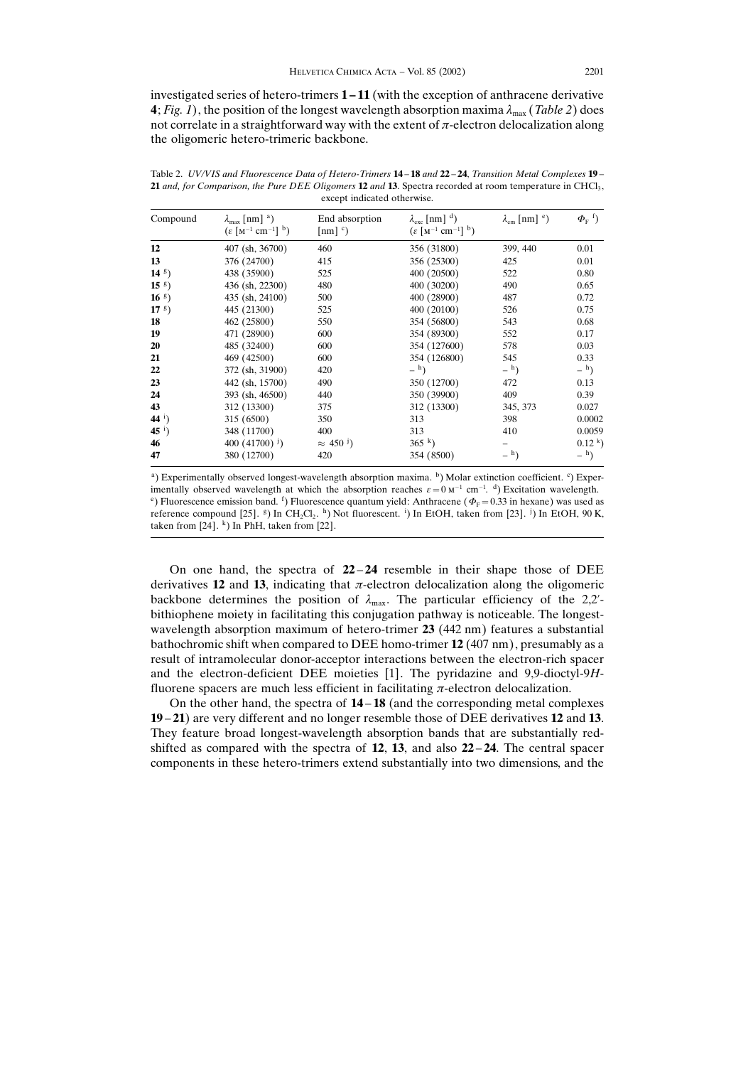investigated series of hetero-trimers **1**–**11** (with the exception of anthracene derivative **4**; *Fig. 1*), the position of the longest wavelength absorption maxima $\lambda_{max}$ (*Table 2*) does not correlate in a straightforward way with the extent of $\pi$-electron delocalization along the oligomeric hetero-trimeric backbone.

Table 2. *UV/VIS and Fluorescence Data of Hetero-Trimers* **14**–**18** *and* **22**–**24**, *Transition Metal Complexes* **19**–**21** *and, for Comparison, the Pure DEE Oligomers* **12** *and* **13**. Spectra recorded at room temperature in $CHCl_3$, except indicated otherwise.

| Compound | $\lambda_{max}$ [nm] [a]) ($\varepsilon$ [$M^{-1}$ $cm^{-1}$] [b]) | End absorption [nm] [c]) | $\lambda_{exc}$ [nm] [d]) ($\varepsilon$ [$M^{-1}$ $cm^{-1}$] [b]) | $\lambda_{em}$ [nm] [e]) | $\Phi_F$ [f]) |
|---|---|---|---|---|---|
| **12** | 407 (sh, 36700) | 460 | 356 (31800) | 399, 440 | 0.01 |
| **13** | 376 (24700) | 415 | 356 (25300) | 425 | 0.01 |
| **14** [g]) | 438 (35900) | 525 | 400 (20500) | 522 | 0.80 |
| **15** [g]) | 436 (sh, 22300) | 480 | 400 (30200) | 490 | 0.65 |
| **16** [g]) | 435 (sh, 24100) | 500 | 400 (28900) | 487 | 0.72 |
| **17** [g]) | 445 (21300) | 525 | 400 (20100) | 526 | 0.75 |
| **18** | 462 (25800) | 550 | 354 (56800) | 543 | 0.68 |
| **19** | 471 (28900) | 600 | 354 (89300) | 552 | 0.17 |
| **20** | 485 (32400) | 600 | 354 (127600) | 578 | 0.03 |
| **21** | 469 (42500) | 600 | 354 (126800) | 545 | 0.33 |
| **22** | 372 (sh, 31900) | 420 | – [h]) | – [h]) | – [h]) |
| **23** | 442 (sh, 15700) | 490 | 350 (12700) | 472 | 0.13 |
| **24** | 393 (sh, 46500) | 440 | 350 (39900) | 409 | 0.39 |
| **43** | 312 (13300) | 375 | 312 (13300) | 345, 373 | 0.027 |
| **44** [i]) | 315 (6500) | 350 | 313 | 398 | 0.0002 |
| **45** [i]) | 348 (11700) | 400 | 313 | 410 | 0.0059 |
| **46** | 400 (41700) [j]) | $\approx$ 450 [j]) | 365 [k]) | – | 0.12 [k]) |
| **47** | 380 (12700) | 420 | 354 (8500) | – [h]) | – [h]) |

[a]) Experimentally observed longest-wavelength absorption maxima. [b]) Molar extinction coefficient. [c]) Experimentally observed wavelength at which the absorption reaches $\varepsilon = 0$ $M^{-1}$ $cm^{-1}$. [d]) Excitation wavelength. [e]) Fluorescence emission band. [f]) Fluorescence quantum yield: Anthracene ($\Phi_F = 0.33$ in hexane) was used as reference compound [25]. [g]) In $CH_2Cl_2$. [h]) Not fluorescent. [i]) In EtOH, taken from [23]. [j]) In EtOH, 90 K, taken from [24]. [k]) In PhH, taken from [22].

On one hand, the spectra of **22**–**24** resemble in their shape those of DEE derivatives **12** and **13**, indicating that $\pi$-electron delocalization along the oligomeric backbone determines the position of $\lambda_{max}$. The particular efficiency of the 2,2′-bithiophene moiety in facilitating this conjugation pathway is noticeable. The longest-wavelength absorption maximum of hetero-trimer **23** (442 nm) features a substantial bathochromic shift when compared to DEE homo-trimer **12** (407 nm), presumably as a result of intramolecular donor-acceptor interactions between the electron-rich spacer and the electron-deficient DEE moieties [1]. The pyridazine and 9,9-dioctyl-9*H*-fluorene spacers are much less efficient in facilitating $\pi$-electron delocalization.

On the other hand, the spectra of **14**–**18** (and the corresponding metal complexes **19**–**21**) are very different and no longer resemble those of DEE derivatives **12** and **13**. They feature broad longest-wavelength absorption bands that are substantially red-shifted as compared with the spectra of **12**, **13**, and also **22**–**24**. The central spacer components in these hetero-trimers extend substantially into two dimensions, and the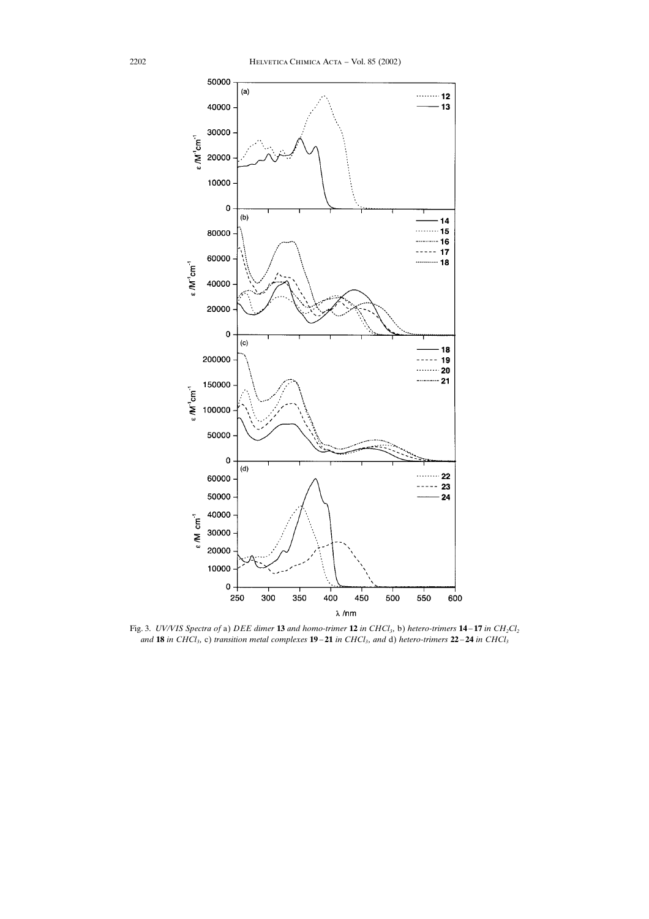Fig. 3. *UV/VIS Spectra of* a) *DEE dimer* **13** *and homo-trimer* **12** *in* $CHCl_3$, b) *hetero-trimers* **14**–**17** *in* $CH_2Cl_2$ *and* **18** *in* $CHCl_3$, c) *transition metal complexes* **19**–**21** *in* $CHCl_3$, *and* d) *hetero-trimers* **22**–**24** *in* $CHCl_3$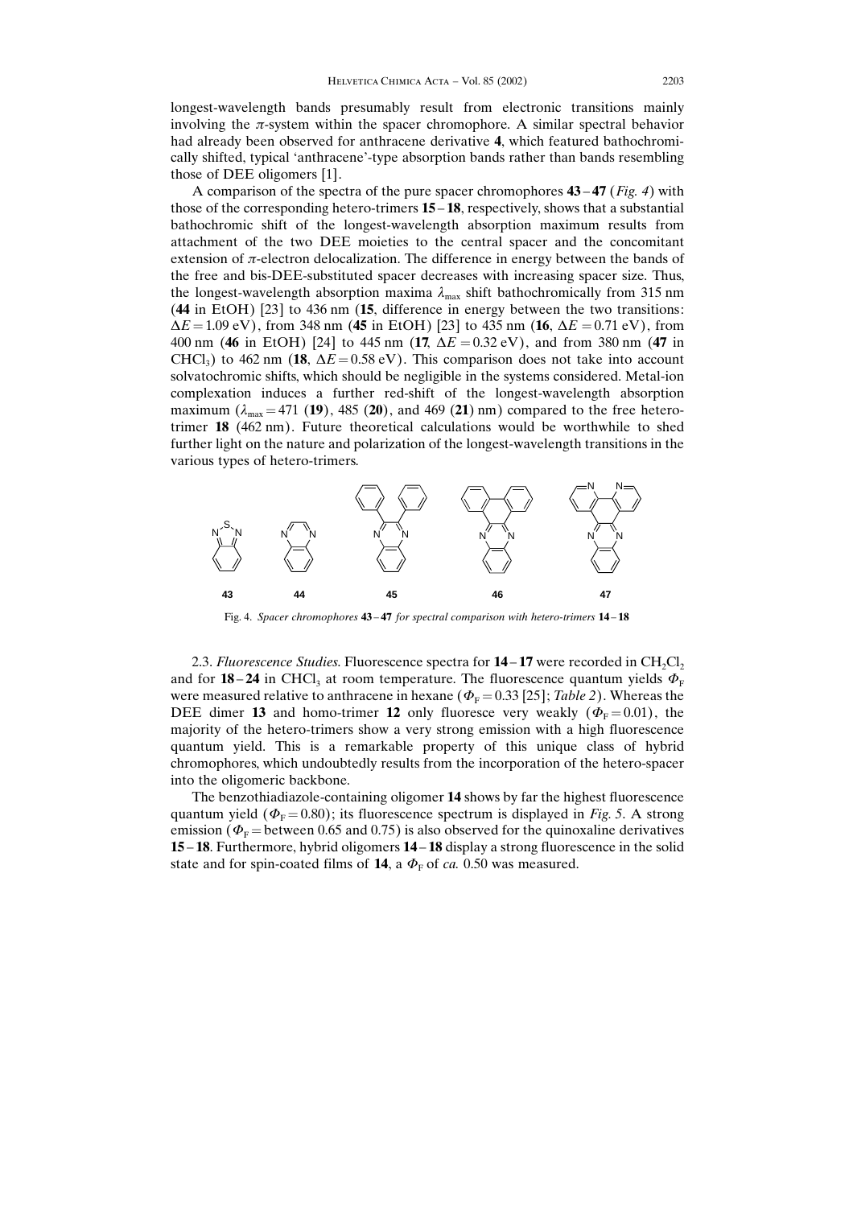longest-wavelength bands presumably result from electronic transitions mainly involving the $\pi$-system within the spacer chromophore. A similar spectral behavior had already been observed for anthracene derivative **4**, which featured bathochromically shifted, typical 'anthracene'-type absorption bands rather than bands resembling those of DEE oligomers [1].

A comparison of the spectra of the pure spacer chromophores **43**–**47** (*Fig. 4*) with those of the corresponding hetero-trimers **15**–**18**, respectively, shows that a substantial bathochromic shift of the longest-wavelength absorption maximum results from attachment of the two DEE moieties to the central spacer and the concomitant extension of $\pi$-electron delocalization. The difference in energy between the bands of the free and bis-DEE-substituted spacer decreases with increasing spacer size. Thus, the longest-wavelength absorption maxima $\lambda_{max}$ shift bathochromically from 315 nm (**44** in EtOH) [23] to 436 nm (**15**, difference in energy between the two transitions: $\Delta E = 1.09$ eV), from 348 nm (**45** in EtOH) [23] to 435 nm (**16**, $\Delta E = 0.71$ eV), from 400 nm (**46** in EtOH) [24] to 445 nm (**17**, $\Delta E = 0.32$ eV), and from 380 nm (**47** in $CHCl_3$) to 462 nm (**18**, $\Delta E = 0.58$ eV). This comparison does not take into account solvatochromic shifts, which should be negligible in the systems considered. Metal-ion complexation induces a further red-shift of the longest-wavelength absorption maximum ($\lambda_{max} = 471$ (**19**), 485 (**20**), and 469 (**21**) nm) compared to the free hetero-trimer **18** (462 nm). Future theoretical calculations would be worthwhile to shed further light on the nature and polarization of the longest-wavelength transitions in the various types of hetero-trimers.

Fig. 4. *Spacer chromophores* **43**–**47** *for spectral comparison with hetero-trimers* **14**–**18**

2.3. *Fluorescence Studies.* Fluorescence spectra for **14**–**17** were recorded in $CH_2Cl_2$ and for **18**–**24** in $CHCl_3$ at room temperature. The fluorescence quantum yields $\Phi_F$ were measured relative to anthracene in hexane ($\Phi_F = 0.33$ [25]; *Table 2*). Whereas the DEE dimer **13** and homo-trimer **12** only fluoresce very weakly ($\Phi_F = 0.01$), the majority of the hetero-trimers show a very strong emission with a high fluorescence quantum yield. This is a remarkable property of this unique class of hybrid chromophores, which undoubtedly results from the incorporation of the hetero-spacer into the oligomeric backbone.

The benzothiadiazole-containing oligomer **14** shows by far the highest fluorescence quantum yield ($\Phi_F = 0.80$); its fluorescence spectrum is displayed in *Fig. 5*. A strong emission ($\Phi_F$ = between 0.65 and 0.75) is also observed for the quinoxaline derivatives **15**–**18**. Furthermore, hybrid oligomers **14**–**18** display a strong fluorescence in the solid state and for spin-coated films of **14**, a $\Phi_F$ of *ca.* 0.50 was measured.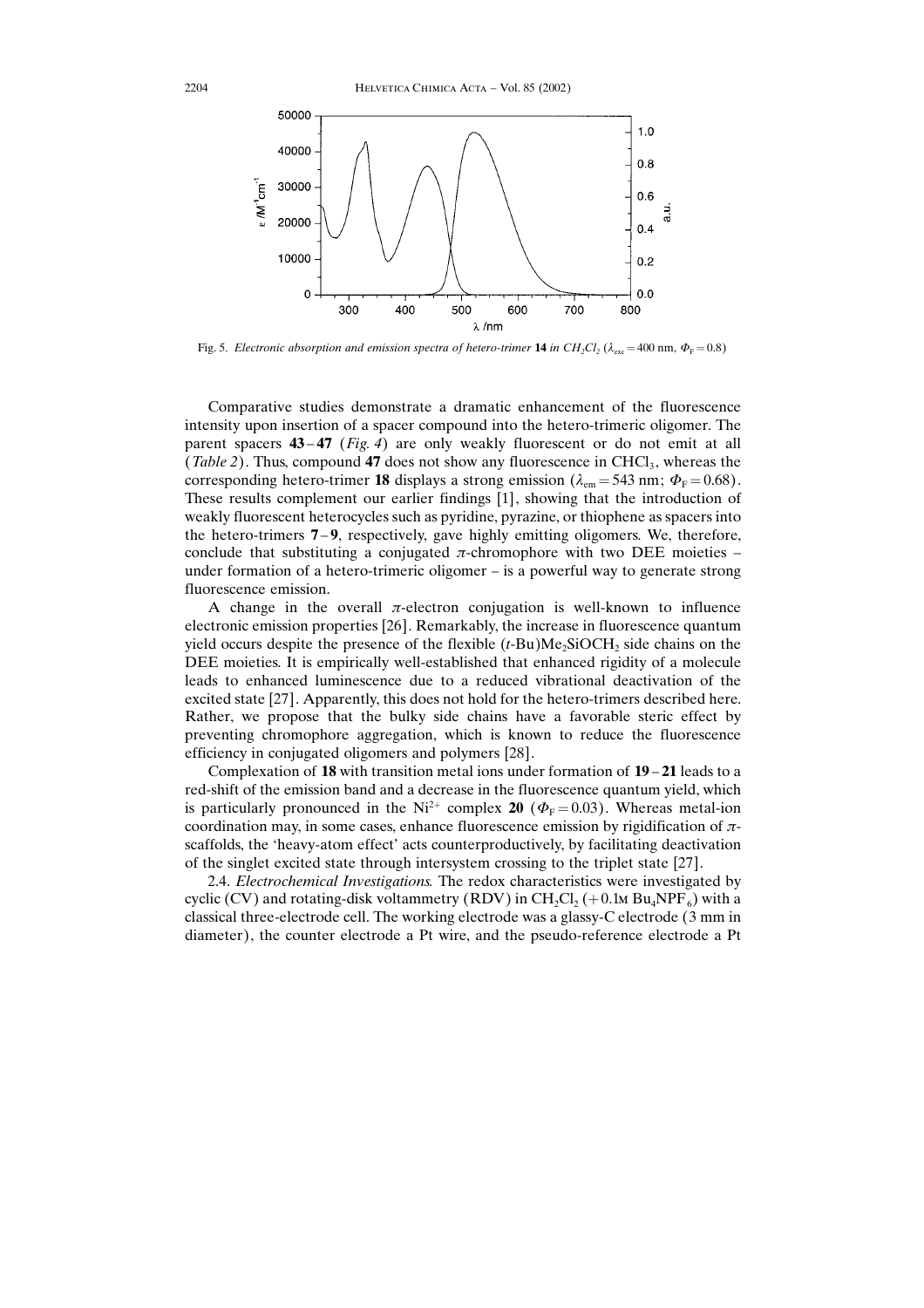Fig. 5. *Electronic absorption and emission spectra of hetero-trimer* **14** *in $CH_2Cl_2$ ($\lambda_{exc}$ = 400 nm, $\Phi_F$ = 0.8)*

Comparative studies demonstrate a dramatic enhancement of the fluorescence intensity upon insertion of a spacer compound into the hetero-trimeric oligomer. The parent spacers **43**–**47** (*Fig. 4*) are only weakly fluorescent or do not emit at all (*Table 2*). Thus, compound **47** does not show any fluorescence in $CHCl_3$, whereas the corresponding hetero-trimer **18** displays a strong emission ($\lambda_{em}$ = 543 nm; $\Phi_F$ = 0.68). These results complement our earlier findings [1], showing that the introduction of weakly fluorescent heterocycles such as pyridine, pyrazine, or thiophene as spacers into the hetero-trimers **7**–**9**, respectively, gave highly emitting oligomers. We, therefore, conclude that substituting a conjugated π-chromophore with two DEE moieties – under formation of a hetero-trimeric oligomer – is a powerful way to generate strong fluorescence emission.

A change in the overall π-electron conjugation is well-known to influence electronic emission properties [26]. Remarkably, the increase in fluorescence quantum yield occurs despite the presence of the flexible ($t$-Bu)$Me_2SiOCH_2$ side chains on the DEE moieties. It is empirically well-established that enhanced rigidity of a molecule leads to enhanced luminescence due to a reduced vibrational deactivation of the excited state [27]. Apparently, this does not hold for the hetero-trimers described here. Rather, we propose that the bulky side chains have a favorable steric effect by preventing chromophore aggregation, which is known to reduce the fluorescence efficiency in conjugated oligomers and polymers [28].

Complexation of **18** with transition metal ions under formation of **19**–**21** leads to a red-shift of the emission band and a decrease in the fluorescence quantum yield, which is particularly pronounced in the $Ni^{2+}$ complex **20** ($\Phi_F$ = 0.03). Whereas metal-ion coordination may, in some cases, enhance fluorescence emission by rigidification of π-scaffolds, the 'heavy-atom effect' acts counterproductively, by facilitating deactivation of the singlet excited state through intersystem crossing to the triplet state [27].

2.4. *Electrochemical Investigations.* The redox characteristics were investigated by cyclic (CV) and rotating-disk voltammetry (RDV) in $CH_2Cl_2$ (+0.1M $Bu_4NPF_6$) with a classical three-electrode cell. The working electrode was a glassy-C electrode (3 mm in diameter), the counter electrode a Pt wire, and the pseudo-reference electrode a Pt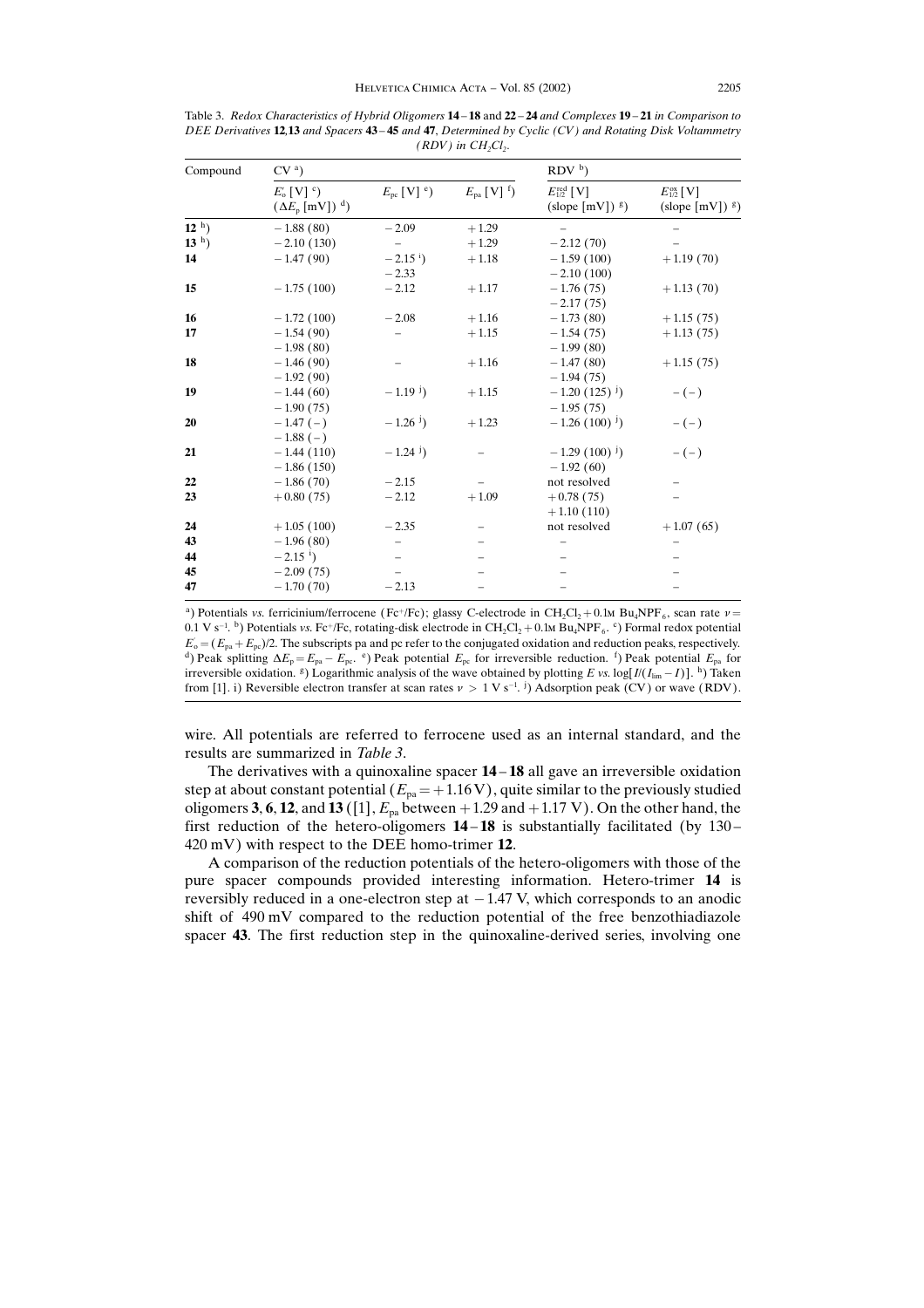Table 3. *Redox Characteristics of Hybrid Oligomers* **14**–**18** *and* **22**–**24** *and Complexes* **19**–**21** *in Comparison to DEE Derivatives* **12**,**13** *and Spacers* **43**–**45** *and* **47**, *Determined by Cyclic (CV) and Rotating Disk Voltammetry (RDV) in $CH_2Cl_2$.*

| Compound | CV [a]) | | | RDV [b]) | |
|---|---|---|---|---|---|
| | $E^{\circ}_{o}$ [V] [c]) ($\Delta E_p$ [mV]) [d]) | $E_{pc}$ [V] [e]) | $E_{pa}$ [V] [f]) | $E^{red}_{1/2}$ [V] (slope [mV]) [g]) | $E^{ox}_{1/2}$ [V] (slope [mV]) [g]) |
| **12** [h]) | −1.88 (80) | −2.09 | +1.29 | – | – |
| **13** [h]) | −2.10 (130) | – | +1.29 | −2.12 (70) | – |
| **14** | −1.47 (90) | −2.15 [i]) −2.33 | +1.18 | −1.59 (100) −2.10 (100) | +1.19 (70) |
| **15** | −1.75 (100) | −2.12 | +1.17 | −1.76 (75) −2.17 (75) | +1.13 (70) |
| **16** | −1.72 (100) | −2.08 | +1.16 | −1.73 (80) | +1.15 (75) |
| **17** | −1.54 (90) −1.98 (80) | – | +1.15 | −1.54 (75) −1.99 (80) | +1.13 (75) |
| **18** | −1.46 (90) −1.92 (90) | – | +1.16 | −1.47 (80) −1.94 (75) | +1.15 (75) |
| **19** | −1.44 (60) −1.90 (75) | −1.19 [j]) | +1.15 | −1.20 (125) [j]) −1.95 (75) | − (−) |
| **20** | −1.47 (−) −1.88 (−) | −1.26 [j]) | +1.23 | −1.26 (100) [j]) | − (−) |
| **21** | −1.44 (110) −1.86 (150) | −1.24 [j]) | – | −1.29 (100) [j]) −1.92 (60) | − (−) |
| **22** | −1.86 (70) | −2.15 | – | not resolved | – |
| **23** | +0.80 (75) | −2.12 | +1.09 | +0.78 (75) +1.10 (110) | – |
| **24** | +1.05 (100) | −2.35 | – | not resolved | +1.07 (65) |
| **43** | −1.96 (80) | – | – | – | – |
| **44** | −2.15 [i]) | – | – | – | – |
| **45** | −2.09 (75) | – | – | – | – |
| **47** | −1.70 (70) | −2.13 | – | – | – |

[a]) Potentials *vs.* ferricinium/ferrocene ($Fc^+$/Fc); glassy C-electrode in $CH_2Cl_2$ + 0.1M $Bu_4NPF_6$, scan rate $\nu$ = 0.1 V $s^{-1}$. [b]) Potentials *vs.* $Fc^+$/Fc, rotating-disk electrode in $CH_2Cl_2$ + 0.1M $Bu_4NPF_6$. [c]) Formal redox potential $E_o = (E_{pa} + E_{pc})/2$. The subscripts pa and pc refer to the conjugated oxidation and reduction peaks, respectively. [d]) Peak splitting $\Delta E_p = E_{pa} - E_{pc}$. [e]) Peak potential $E_{pc}$ for irreversible reduction. [f]) Peak potential $E_{pa}$ for irreversible oxidation. [g]) Logarithmic analysis of the wave obtained by plotting *E vs.* $\log[I/(I_{lim} - I)]$. [h]) Taken from [1]. i) Reversible electron transfer at scan rates $\nu$ > 1 V $s^{-1}$. [j]) Adsorption peak (CV) or wave (RDV).

wire. All potentials are referred to ferrocene used as an internal standard, and the results are summarized in *Table 3*.

The derivatives with a quinoxaline spacer **14**–**18** all gave an irreversible oxidation step at about constant potential ($E_{pa}$ = +1.16 V), quite similar to the previously studied oligomers **3**, **6**, **12**, and **13** ([1], $E_{pa}$ between +1.29 and +1.17 V). On the other hand, the first reduction of the hetero-oligomers **14**–**18** is substantially facilitated (by 130–420 mV) with respect to the DEE homo-trimer **12**.

A comparison of the reduction potentials of the hetero-oligomers with those of the pure spacer compounds provided interesting information. Hetero-trimer **14** is reversibly reduced in a one-electron step at −1.47 V, which corresponds to an anodic shift of 490 mV compared to the reduction potential of the free benzothiadiazole spacer **43**. The first reduction step in the quinoxaline-derived series, involving one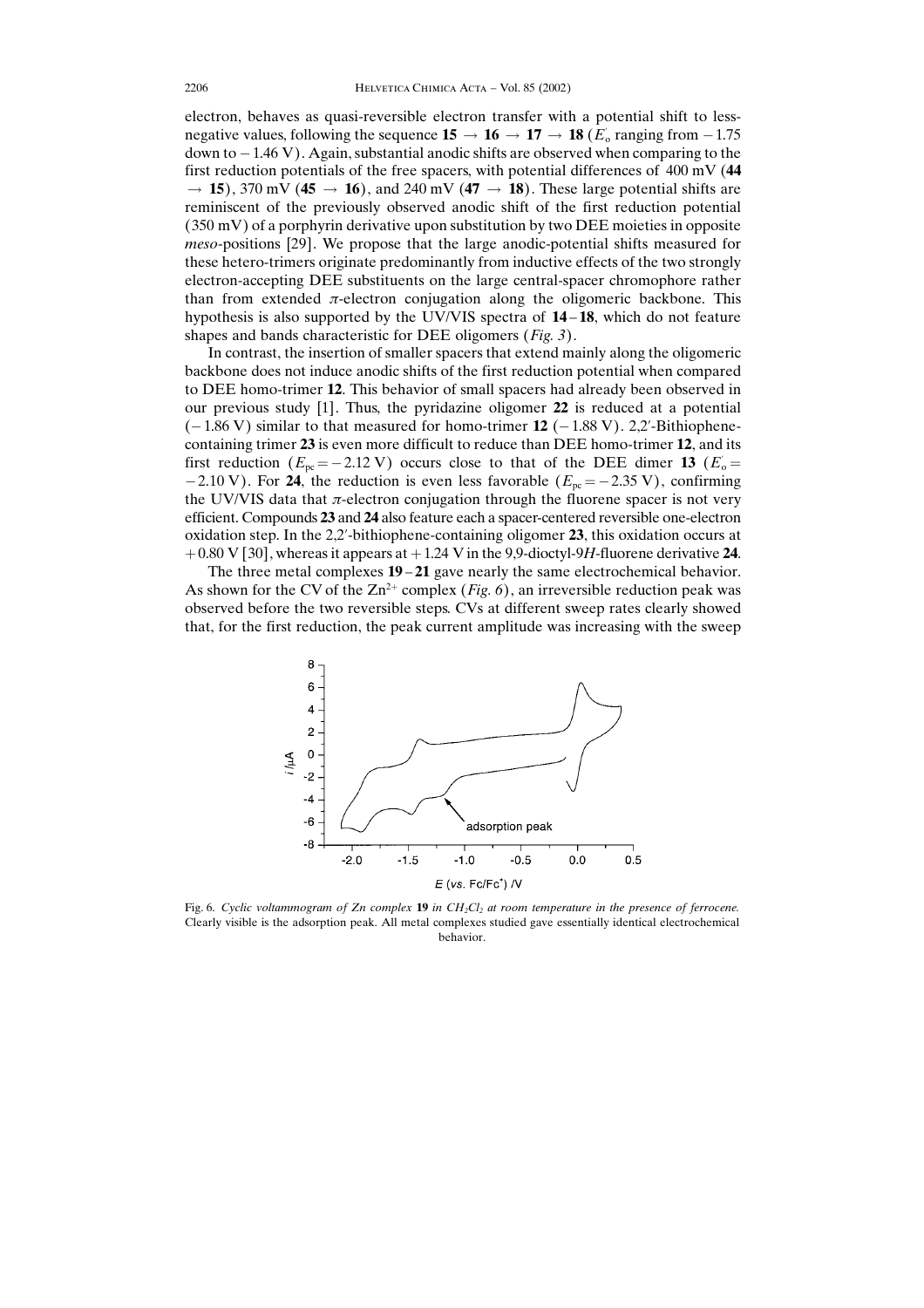electron, behaves as quasi-reversible electron transfer with a potential shift to less-negative values, following the sequence **15** → **16** → **17** → **18** ($E_o^{'}$ ranging from −1.75 down to −1.46 V). Again, substantial anodic shifts are observed when comparing to the first reduction potentials of the free spacers, with potential differences of 400 mV (**44** → **15**), 370 mV (**45** → **16**), and 240 mV (**47** → **18**). These large potential shifts are reminiscent of the previously observed anodic shift of the first reduction potential (350 mV) of a porphyrin derivative upon substitution by two DEE moieties in opposite *meso*-positions [29]. We propose that the large anodic-potential shifts measured for these hetero-trimers originate predominantly from inductive effects of the two strongly electron-accepting DEE substituents on the large central-spacer chromophore rather than from extended π-electron conjugation along the oligomeric backbone. This hypothesis is also supported by the UV/VIS spectra of **14**–**18**, which do not feature shapes and bands characteristic for DEE oligomers (*Fig. 3*).

In contrast, the insertion of smaller spacers that extend mainly along the oligomeric backbone does not induce anodic shifts of the first reduction potential when compared to DEE homo-trimer **12**. This behavior of small spacers had already been observed in our previous study [1]. Thus, the pyridazine oligomer **22** is reduced at a potential (−1.86 V) similar to that measured for homo-trimer **12** (−1.88 V). 2,2′-Bithiophene-containing trimer **23** is even more difficult to reduce than DEE homo-trimer **12**, and its first reduction ($E_{pc}$ = −2.12 V) occurs close to that of the DEE dimer **13** ($E_o^{'}$ = −2.10 V). For **24**, the reduction is even less favorable ($E_{pc}$ = −2.35 V), confirming the UV/VIS data that π-electron conjugation through the fluorene spacer is not very efficient. Compounds **23** and **24** also feature each a spacer-centered reversible one-electron oxidation step. In the 2,2′-bithiophene-containing oligomer **23**, this oxidation occurs at +0.80 V [30], whereas it appears at +1.24 V in the 9,9-dioctyl-9*H*-fluorene derivative **24**.

The three metal complexes **19**–**21** gave nearly the same electrochemical behavior. As shown for the CV of the $Zn^{2+}$ complex (*Fig. 6*), an irreversible reduction peak was observed before the two reversible steps. CVs at different sweep rates clearly showed that, for the first reduction, the peak current amplitude was increasing with the sweep

Fig. 6. *Cyclic voltammogram of Zn complex* **19** *in* $CH_2Cl_2$ *at room temperature in the presence of ferrocene.* Clearly visible is the adsorption peak. All metal complexes studied gave essentially identical electrochemical behavior.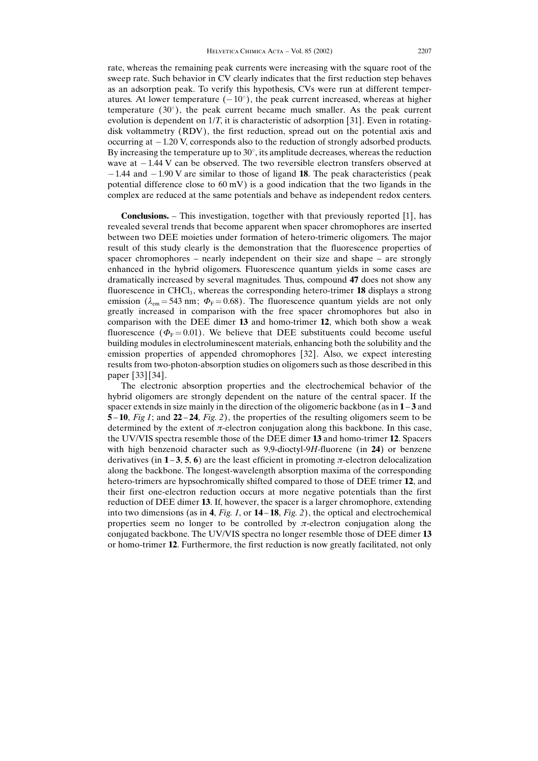rate, whereas the remaining peak currents were increasing with the square root of the sweep rate. Such behavior in CV clearly indicates that the first reduction step behaves as an adsorption peak. To verify this hypothesis, CVs were run at different temperatures. At lower temperature ($-10^{\circ}$), the peak current increased, whereas at higher temperature ($30^{\circ}$), the peak current became much smaller. As the peak current evolution is dependent on $1/T$, it is characteristic of adsorption [31]. Even in rotating-disk voltammetry (RDV), the first reduction, spread out on the potential axis and occurring at $-1.20$ V, corresponds also to the reduction of strongly adsorbed products. By increasing the temperature up to $30^{\circ}$, its amplitude decreases, whereas the reduction wave at $-1.44$ V can be observed. The two reversible electron transfers observed at $-1.44$ and $-1.90$ V are similar to those of ligand **18**. The peak characteristics (peak potential difference close to 60 mV) is a good indication that the two ligands in the complex are reduced at the same potentials and behave as independent redox centers.

**Conclusions.** – This investigation, together with that previously reported [1], has revealed several trends that become apparent when spacer chromophores are inserted between two DEE moieties under formation of hetero-trimeric oligomers. The major result of this study clearly is the demonstration that the fluorescence properties of spacer chromophores – nearly independent on their size and shape – are strongly enhanced in the hybrid oligomers. Fluorescence quantum yields in some cases are dramatically increased by several magnitudes. Thus, compound **47** does not show any fluorescence in $CHCl_3$, whereas the corresponding hetero-trimer **18** displays a strong emission ($\lambda_{em} = 543$ nm; $\Phi_F = 0.68$). The fluorescence quantum yields are not only greatly increased in comparison with the free spacer chromophores but also in comparison with the DEE dimer **13** and homo-trimer **12**, which both show a weak fluorescence ($\Phi_F = 0.01$). We believe that DEE substituents could become useful building modules in electroluminescent materials, enhancing both the solubility and the emission properties of appended chromophores [32]. Also, we expect interesting results from two-photon-absorption studies on oligomers such as those described in this paper [33][34].

The electronic absorption properties and the electrochemical behavior of the hybrid oligomers are strongly dependent on the nature of the central spacer. If the spacer extends in size mainly in the direction of the oligomeric backbone (as in **1**–**3** and **5**–**10**, *Fig 1*; and **22**–**24**, *Fig. 2*), the properties of the resulting oligomers seem to be determined by the extent of $\pi$-electron conjugation along this backbone. In this case, the UV/VIS spectra resemble those of the DEE dimer **13** and homo-trimer **12**. Spacers with high benzenoid character such as 9,9-dioctyl-9*H*-fluorene (in **24**) or benzene derivatives (in **1**–**3**, **5**, **6**) are the least efficient in promoting $\pi$-electron delocalization along the backbone. The longest-wavelength absorption maxima of the corresponding hetero-trimers are hypsochromically shifted compared to those of DEE trimer **12**, and their first one-electron reduction occurs at more negative potentials than the first reduction of DEE dimer **13**. If, however, the spacer is a larger chromophore, extending into two dimensions (as in **4**, *Fig. 1*, or **14**–**18**, *Fig. 2*), the optical and electrochemical properties seem no longer to be controlled by $\pi$-electron conjugation along the conjugated backbone. The UV/VIS spectra no longer resemble those of DEE dimer **13** or homo-trimer **12**. Furthermore, the first reduction is now greatly facilitated, not only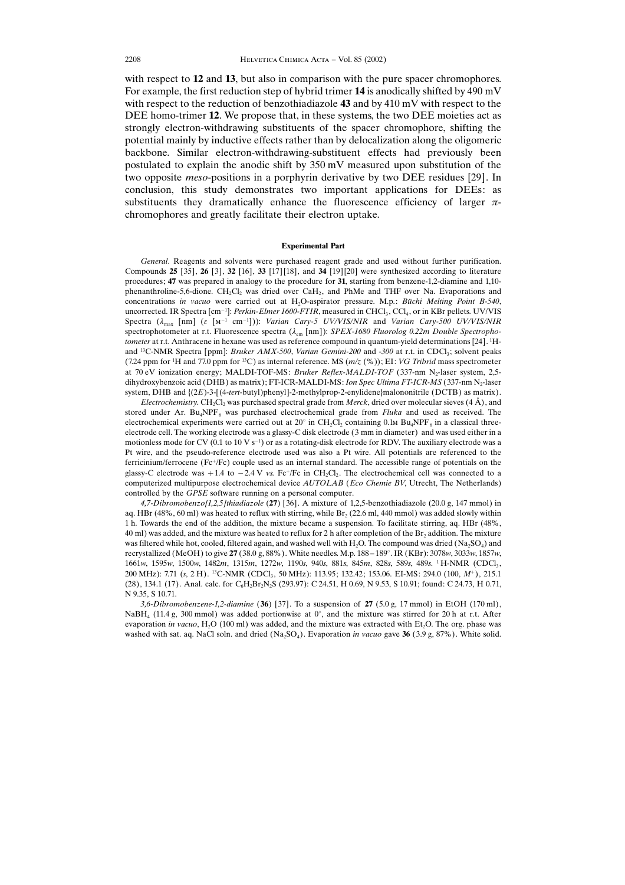with respect to **12** and **13**, but also in comparison with the pure spacer chromophores. For example, the first reduction step of hybrid trimer **14** is anodically shifted by 490 mV with respect to the reduction of benzothiadiazole **43** and by 410 mV with respect to the DEE homo-trimer **12**. We propose that, in these systems, the two DEE moieties act as strongly electron-withdrawing substituents of the spacer chromophore, shifting the potential mainly by inductive effects rather than by delocalization along the oligomeric backbone. Similar electron-withdrawing-substituent effects had previously been postulated to explain the anodic shift by 350 mV measured upon substitution of the two opposite *meso*-positions in a porphyrin derivative by two DEE residues [29]. In conclusion, this study demonstrates two important applications for DEEs: as substituents they dramatically enhance the fluorescence efficiency of larger π-chromophores and greatly facilitate their electron uptake.

## Experimental Part

*General.* Reagents and solvents were purchased reagent grade and used without further purification. Compounds **25** [35], **26** [3], **32** [16], **33** [17][18], and **34** [19][20] were synthesized according to literature procedures; **47** was prepared in analogy to the procedure for **31**, starting from benzene-1,2-diamine and 1,10-phenanthroline-5,6-dione. $CH_2Cl_2$ was dried over $CaH_2$, and PhMe and THF over Na. Evaporations and concentrations *in vacuo* were carried out at $H_2O$-aspirator pressure. M.p.: *Büchi Melting Point B-540*, uncorrected. IR Spectra [$cm^{-1}$]: *Perkin-Elmer 1600-FTIR*, measured in $CHCl_3$, $CCl_4$, or in KBr pellets. UV/VIS Spectra ($\lambda_{max}$ [nm] ($\varepsilon$ [$M^{-1}$ $cm^{-1}$])): *Varian Cary-5 UV/VIS/NIR* and *Varian Cary-500 UV/VIS/NIR* spectrophotometer at r.t. Fluorescence spectra ($\lambda_{em}$ [nm]): *SPEX-1680 Fluorolog 0.22m Double Spectrophotometer* at r.t. Anthracene in hexane was used as reference compound in quantum-yield determinations [24]. $^1H$- and $^{13}C$-NMR Spectra [ppm]: *Bruker AMX-500*, *Varian Gemini-200* and *-300* at r.t. in $CDCl_3$; solvent peaks (7.24 ppm for $^1H$ and 77.0 ppm for $^{13}C$) as internal reference. MS (*m/z* (%)); EI: *VG Tribrid* mass spectrometer at 70 eV ionization energy; MALDI-TOF-MS: *Bruker Reflex-MALDI-TOF* (337-nm $N_2$-laser system, 2,5-dihydroxybenzoic acid (DHB) as matrix); FT-ICR-MALDI-MS: *Ion Spec Ultima FT-ICR-MS* (337-nm $N_2$-laser system, DHB and {(2*E*)-3-[(4-*tert*-butyl)phenyl]-2-methylprop-2-enylidene}malononitrile (DCTB) as matrix).

*Electrochemistry.* $CH_2Cl_2$ was purchased spectral grade from *Merck*, dried over molecular sieves (4 Å), and stored under Ar. $Bu_4NPF_6$ was purchased electrochemical grade from *Fluka* and used as received. The electrochemical experiments were carried out at 20° in $CH_2Cl_2$ containing 0.1M $Bu_4NPF_6$ in a classical three-electrode cell. The working electrode was a glassy-C disk electrode (3 mm in diameter) and was used either in a motionless mode for CV (0.1 to 10 V $s^{-1}$) or as a rotating-disk electrode for RDV. The auxiliary electrode was a Pt wire, and the pseudo-reference electrode used was also a Pt wire. All potentials are referenced to the ferricinium/ferrocene ($Fc^+$/Fc) couple used as an internal standard. The accessible range of potentials on the glassy-C electrode was +1.4 to −2.4 V *vs.* $Fc^+$/Fc in $CH_2Cl_2$. The electrochemical cell was connected to a computerized multipurpose electrochemical device *AUTOLAB* (*Eco Chemie BV*, Utrecht, The Netherlands) controlled by the *GPSE* software running on a personal computer.

*4,7-Dibromobenzo[1,2,5]thiadiazole* (**27**) [36]. A mixture of 1,2,5-benzothiadiazole (20.0 g, 147 mmol) in aq. HBr (48%, 60 ml) was heated to reflux with stirring, while $Br_2$ (22.6 ml, 440 mmol) was added slowly within 1 h. Towards the end of the addition, the mixture became a suspension. To facilitate stirring, aq. HBr (48%, 40 ml) was added, and the mixture was heated to reflux for 2 h after completion of the $Br_2$ addition. The mixture was filtered while hot, cooled, filtered again, and washed well with $H_2O$. The compound was dried ($Na_2SO_4$) and recrystallized (MeOH) to give **27** (38.0 g, 88%). White needles. M.p. 188–189°. IR (KBr): 3078*w*, 3033*w*, 1857*w*, 1661*w*, 1595*w*, 1500*w*, 1482*m*, 1315*m*, 1272*w*, 1190*s*, 940*s*, 881*s*, 845*m*, 828*s*, 589*s*, 489*s*. $^1H$-NMR ($CDCl_3$, 200 MHz): 7.71 (*s*, 2 H). $^{13}C$-NMR ($CDCl_3$, 50 MHz): 113.95; 132.42; 153.06. EI-MS: 294.0 (100, $M^+$), 215.1 (28), 134.1 (17). Anal. calc. for $C_6H_2Br_2N_2S$ (293.97): C 24.51, H 0.69, N 9.53, S 10.91; found: C 24.73, H 0.71, N 9.35, S 10.71.

*3,6-Dibromobenzene-1,2-diamine* (**36**) [37]. To a suspension of **27** (5.0 g, 17 mmol) in EtOH (170 ml), $NaBH_4$ (11.4 g, 300 mmol) was added portionwise at 0°, and the mixture was stirred for 20 h at r.t. After evaporation *in vacuo*, $H_2O$ (100 ml) was added, and the mixture was extracted with $Et_2O$. The org. phase was washed with sat. aq. NaCl soln. and dried ($Na_2SO_4$). Evaporation *in vacuo* gave **36** (3.9 g, 87%). White solid.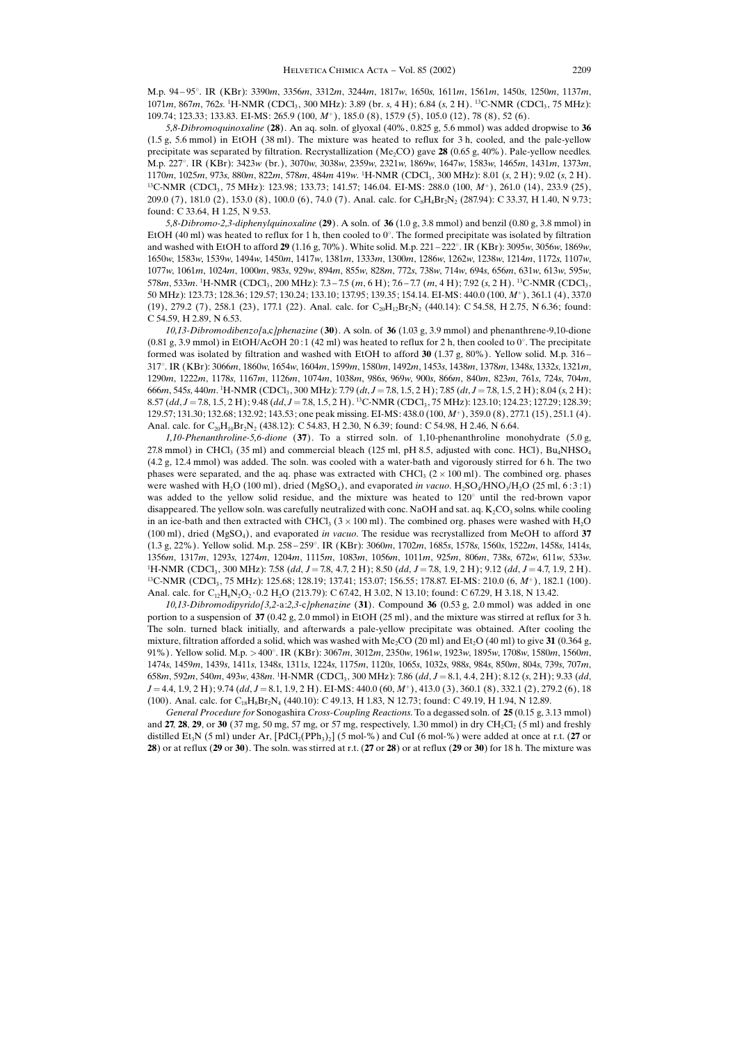M.p. 94–95°. IR (KBr): 3390*m*, 3356*m*, 3312*m*, 3244*m*, 1817*w*, 1650*s*, 1611*m*, 1561*m*, 1450*s*, 1250*m*, 1137*m*, 1071*m*, 867*m*, 762*s*. $^1$H-NMR ($CDCl_3$, 300 MHz): 3.89 (br. *s*, 4 H); 6.84 (*s*, 2 H). $^{13}$C-NMR ($CDCl_3$, 75 MHz): 109.74; 123.33; 133.83. EI-MS: 265.9 (100, $M^+$), 185.0 (8), 157.9 (5), 105.0 (12), 78 (8), 52 (6).

*5,8-Dibromoquinoxaline* (**28**). An aq. soln. of glyoxal (40%, 0.825 g, 5.6 mmol) was added dropwise to **36** (1.5 g, 5.6 mmol) in EtOH (38 ml). The mixture was heated to reflux for 3 h, cooled, and the pale-yellow precipitate was separated by filtration. Recrystallization ($Me_2CO$) gave **28** (0.65 g, 40%). Pale-yellow needles. M.p. 227°. IR (KBr): 3423*w* (br.), 3070*w*, 3038*w*, 2359*w*, 2321*w*, 1869*w*, 1647*w*, 1583*w*, 1465*m*, 1431*m*, 1373*m*, 1170*m*, 1025*m*, 973*s*, 880*m*, 822*m*, 578*m*, 484*m* 419*w*. $^1$H-NMR ($CDCl_3$, 300 MHz): 8.01 (*s*, 2 H); 9.02 (*s*, 2 H). $^{13}$C-NMR ($CDCl_3$, 75 MHz): 123.98; 133.73; 141.57; 146.04. EI-MS: 288.0 (100, $M^+$), 261.0 (14), 233.9 (25), 209.0 (7), 181.0 (2), 153.0 (8), 100.0 (6), 74.0 (7). Anal. calc. for $C_8H_4Br_2N_2$ (287.94): C 33.37, H 1.40, N 9.73; found: C 33.64, H 1.25, N 9.53.

*5,8-Dibromo-2,3-diphenylquinoxaline* (**29**). A soln. of **36** (1.0 g, 3.8 mmol) and benzil (0.80 g, 3.8 mmol) in EtOH (40 ml) was heated to reflux for 1 h, then cooled to 0°. The formed precipitate was isolated by filtration and washed with EtOH to afford **29** (1.16 g, 70%). White solid. M.p. 221–222°. IR (KBr): 3095*w*, 3056*w*, 1869*w*, 1650*w*, 1583*w*, 1539*w*, 1494*w*, 1450*m*, 1417*w*, 1381*m*, 1333*m*, 1300*m*, 1286*w*, 1262*w*, 1238*w*, 1214*m*, 1172*s*, 1107*w*, 1077*w*, 1061*m*, 1024*m*, 1000*m*, 983*s*, 929*w*, 894*m*, 855*w*, 828*m*, 772*s*, 738*w*, 714*w*, 694*s*, 656*m*, 631*w*, 613*w*, 595*w*, 578*m*, 533*m*. $^1$H-NMR ($CDCl_3$, 200 MHz): 7.3–7.5 (*m*, 6 H); 7.6–7.7 (*m*, 4 H); 7.92 (*s*, 2 H). $^{13}$C-NMR ($CDCl_3$, 50 MHz): 123.73; 128.36; 129.57; 130.24; 133.10; 137.95; 139.35; 154.14. EI-MS: 440.0 (100, $M^+$), 361.1 (4), 337.0 (19), 279.2 (7), 258.1 (23), 177.1 (22). Anal. calc. for $C_{20}H_{12}Br_2N_2$ (440.14): C 54.58, H 2.75, N 6.36; found: C 54.59, H 2.89, N 6.53.

*10,13-Dibromodibenzo[*a,c*]phenazine* (**30**). A soln. of **36** (1.03 g, 3.9 mmol) and phenanthrene-9,10-dione (0.81 g, 3.9 mmol) in EtOH/AcOH 20:1 (42 ml) was heated to reflux for 2 h, then cooled to 0°. The precipitate formed was isolated by filtration and washed with EtOH to afford **30** (1.37 g, 80%). Yellow solid. M.p. 316–317°. IR (KBr): 3066*m*, 1860*w*, 1654*w*, 1604*m*, 1599*m*, 1580*m*, 1492*m*, 1453*s*, 1438*m*, 1378*m*, 1348*s*, 1332*s*, 1321*m*, 1290*m*, 1222*m*, 1178*s*, 1167*m*, 1126*m*, 1074*m*, 1038*m*, 986*s*, 969*w*, 900*s*, 866*m*, 840*m*, 823*m*, 761*s*, 724*s*, 704*m*, 666*m*, 545*s*, 440*m*. $^1$H-NMR ($CDCl_3$, 300 MHz): 7.79 (*dt*, *J* = 7.8, 1.5, 2 H); 7.85 (*dt*, *J* = 7.8, 1.5, 2 H); 8.04 (*s*, 2 H); 8.57 (*dd*, *J* = 7.8, 1.5, 2 H); 9.48 (*dd*, *J* = 7.8, 1.5, 2 H). $^{13}$C-NMR ($CDCl_3$, 75 MHz): 123.10; 124.23; 127.29; 128.39; 129.57; 131.30; 132.68; 132.92; 143.53; one peak missing. EI-MS: 438.0 (100, $M^+$), 359.0 (8), 277.1 (15), 251.1 (4). Anal. calc. for $C_{20}H_{10}Br_2N_2$ (438.12): C 54.83, H 2.30, N 6.39; found: C 54.98, H 2.46, N 6.64.

*1,10-Phenanthroline-5,6-dione* (**37**). To a stirred soln. of 1,10-phenanthroline monohydrate (5.0 g, 27.8 mmol) in $CHCl_3$ (35 ml) and commercial bleach (125 ml, pH 8.5, adjusted with conc. HCl), $Bu_4NHSO_4$ (4.2 g, 12.4 mmol) was added. The soln. was cooled with a water-bath and vigorously stirred for 6 h. The two phases were separated, and the aq. phase was extracted with $CHCl_3$ (2 × 100 ml). The combined org. phases were washed with $H_2O$ (100 ml), dried ($MgSO_4$), and evaporated *in vacuo*. $H_2SO_4$/$HNO_3$/$H_2O$ (25 ml, 6:3:1) was added to the yellow solid residue, and the mixture was heated to 120° until the red-brown vapor disappeared. The yellow soln. was carefully neutralized with conc. NaOH and sat. aq. $K_2CO_3$ solns. while cooling in an ice-bath and then extracted with $CHCl_3$ (3 × 100 ml). The combined org. phases were washed with $H_2O$ (100 ml), dried ($MgSO_4$), and evaporated *in vacuo*. The residue was recrystallized from MeOH to afford **37** (1.3 g, 22%). Yellow solid. M.p. 258–259°. IR (KBr): 3060*m*, 1702*m*, 1685*s*, 1578*s*, 1560*s*, 1522*m*, 1458*s*, 1414*s*, 1356*m*, 1317*m*, 1293*s*, 1274*m*, 1204*m*, 1115*m*, 1083*m*, 1056*m*, 1011*m*, 925*m*, 806*m*, 738*s*, 672*w*, 611*w*, 533*w*. $^1$H-NMR ($CDCl_3$, 300 MHz): 7.58 (*dd*, *J* = 7.8, 4.7, 2 H); 8.50 (*dd*, *J* = 7.8, 1.9, 2 H); 9.12 (*dd*, *J* = 4.7, 1.9, 2 H). $^{13}$C-NMR ($CDCl_3$, 75 MHz): 125.68; 128.19; 137.41; 153.07; 156.55; 178.87. EI-MS: 210.0 (6, $M^+$), 182.1 (100). Anal. calc. for $C_{12}H_6N_2O_2 \cdot 0.2\ H_2O$ (213.79): C 67.42, H 3.02, N 13.10; found: C 67.29, H 3.18, N 13.42.

*10,13-Dibromodipyrido[3,2-*a*:2,3-*c*]phenazine* (**31**). Compound **36** (0.53 g, 2.0 mmol) was added in one portion to a suspension of **37** (0.42 g, 2.0 mmol) in EtOH (25 ml), and the mixture was stirred at reflux for 3 h. The soln. turned black initially, and afterwards a pale-yellow precipitate was obtained. After cooling the mixture, filtration afforded a solid, which was washed with $Me_2CO$ (20 ml) and $Et_2O$ (40 ml) to give **31** (0.364 g, 91%). Yellow solid. M.p. > 400°. IR (KBr): 3067*m*, 3012*m*, 2350*w*, 1961*w*, 1923*w*, 1895*w*, 1708*w*, 1580*m*, 1560*m*, 1474*s*, 1459*m*, 1439*s*, 1411*s*, 1348*s*, 1311*s*, 1224*s*, 1175*m*, 1120*s*, 1065*s*, 1032*s*, 988*s*, 984*s*, 850*m*, 804*s*, 739*s*, 707*m*, 658*m*, 592*m*, 540*m*, 493*w*, 438*m*. $^1$H-NMR ($CDCl_3$, 300 MHz): 7.86 (*dd*, *J* = 8.1, 4.4, 2H); 8.12 (*s*, 2H); 9.33 (*dd*, *J* = 4.4, 1.9, 2 H); 9.74 (*dd*, *J* = 8.1, 1.9, 2 H). EI-MS: 440.0 (60, $M^+$), 413.0 (3), 360.1 (8), 332.1 (2), 279.2 (6), 18 (100). Anal. calc. for $C_{18}H_8Br_2N_4$ (440.10): C 49.13, H 1.83, N 12.73; found: C 49.19, H 1.94, N 12.89.

*General Procedure for* Sonogashira *Cross-Coupling Reactions*. To a degassed soln. of **25** (0.15 g, 3.13 mmol) and **27**, **28**, **29**, or **30** (37 mg, 50 mg, 57 mg, or 57 mg, respectively, 1.30 mmol) in dry $CH_2Cl_2$ (5 ml) and freshly distilled $Et_3N$ (5 ml) under Ar, $[PdCl_2(PPh_3)_2]$ (5 mol-%) and CuI (6 mol-%) were added at once at r.t. (**27** or **28**) or at reflux (**29** or **30**). The soln. was stirred at r.t. (**27** or **28**) or at reflux (**29** or **30**) for 18 h. The mixture was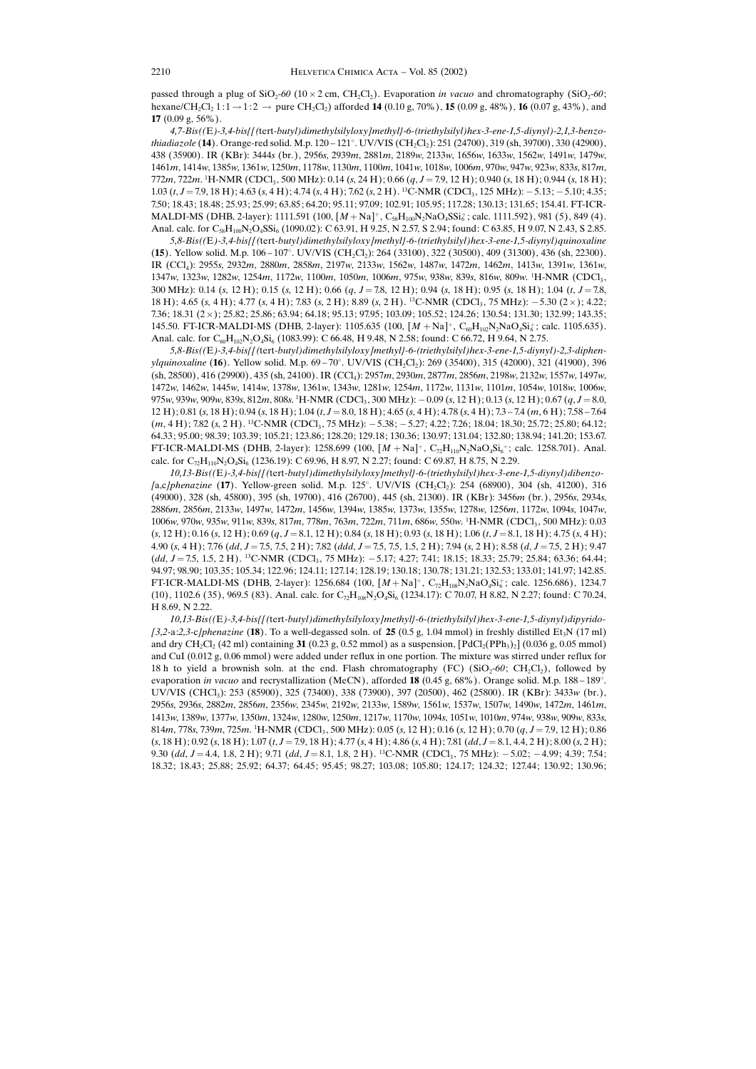passed through a plug of $SiO_2$-*60* (10 × 2 cm, $CH_2Cl_2$). Evaporation *in vacuo* and chromatography ($SiO_2$-*60*; hexane/$CH_2Cl_2$ 1:1 → 1:2 → pure $CH_2Cl_2$) afforded **14** (0.10 g, 70%), **15** (0.09 g, 48%), **16** (0.07 g, 43%), and **17** (0.09 g, 56%).

*4,7-Bis((*E*)-3,4-bis{[(*tert*-butyl)dimethylsilyloxy]methyl}-6-(triethylsilyl)hex-3-ene-1,5-diynyl)-2,1,3-benzothiadiazole* (**14**). Orange-red solid. M.p. 120–121°. UV/VIS ($CH_2Cl_2$): 251 (24700), 319 (sh, 39700), 330 (42900), 438 (35900). IR (KBr): 3444*s* (br.), 2956*s*, 2939*m*, 2881*m*, 2189*w*, 2133*w*, 1656*w*, 1633*w*, 1562*w*, 1491*w*, 1479*w*, 1461*m*, 1414*w*, 1385*w*, 1361*w*, 1250*m*, 1178*w*, 1130*m*, 1100*m*, 1041*w*, 1018*w*, 1006*m*, 970*w*, 947*w*, 923*w*, 833*s*, 817*m*, 772*m*, 722*m*. $^1$H-NMR ($CDCl_3$, 500 MHz): 0.14 (*s*, 24 H); 0.66 (*q*, *J* = 7.9, 12 H); 0.940 (*s*, 18 H); 0.944 (*s*, 18 H); 1.03 (*t*, *J* = 7.9, 18 H); 4.63 (*s*, 4 H); 4.74 (*s*, 4 H); 7.62 (*s*, 2 H). $^{13}$C-NMR ($CDCl_3$, 125 MHz): −5.13; −5.10; 4.35; 7.50; 18.43; 18.48; 25.93; 25.99; 63.85; 64.20; 95.11; 97.09; 102.91; 105.95; 117.28; 130.13; 131.65; 154.41. FT-ICR-MALDI-MS (DHB, 2-layer): 1111.591 (100, $[M+Na]^+$, $C_{58}H_{100}N_2NaO_4SSi_6^+$; calc. 1111.592), 981 (5), 849 (4). Anal. calc. for $C_{58}H_{100}N_2O_4SSi_6$ (1090.02): C 63.91, H 9.25, N 2.57, S 2.94; found: C 63.85, H 9.07, N 2.43, S 2.85.

*5,8-Bis((*E*)-3,4-bis{[(*tert*-butyl)dimethylsilyloxy]methyl}-6-(triethylsilyl)hex-3-ene-1,5-diynyl)quinoxaline* (**15**). Yellow solid. M.p. 106–107°. UV/VIS ($CH_2Cl_2$): 264 (33100), 322 (30500), 409 (31300), 436 (sh, 22300). IR ($CCl_4$): 2955*s*, 2932*m*, 2880*m*, 2858*m*, 2197*w*, 2133*w*, 1562*w*, 1487*w*, 1472*m*, 1462*m*, 1413*w*, 1391*w*, 1361*w*, 1347*w*, 1323*w*, 1282*w*, 1254*m*, 1172*w*, 1100*m*, 1050*m*, 1006*m*, 975*w*, 938*w*, 839*s*, 816*w*, 809*w*. $^1$H-NMR ($CDCl_3$, 300 MHz): 0.14 (*s*, 12 H); 0.15 (*s*, 12 H); 0.66 (*q*, *J* = 7.8, 12 H); 0.94 (*s*, 18 H); 0.95 (*s*, 18 H); 1.04 (*t*, *J* = 7.8, 18 H); 4.65 (*s*, 4 H); 4.77 (*s*, 4 H); 7.83 (*s*, 2 H); 8.89 (*s*, 2 H). $^{13}$C-NMR ($CDCl_3$, 75 MHz): −5.30 (2 ×); 4.22; 7.36; 18.31 (2 ×); 25.82; 25.86; 63.94; 64.18; 95.13; 97.95; 103.09; 105.52; 124.26; 130.54; 131.30; 132.99; 143.35; 145.50. FT-ICR-MALDI-MS (DHB, 2-layer): 1105.635 (100, $[M+Na]^+$, $C_{60}H_{102}N_2NaO_4Si_6^+$; calc. 1105.635). Anal. calc. for $C_{60}H_{102}N_2O_4Si_6$ (1083.99): C 66.48, H 9.48, N 2.58; found: C 66.72, H 9.64, N 2.75.

*5,8-Bis((*E*)-3,4-bis{[(*tert*-butyl)dimethylsilyloxy]methyl}-6-(triethylsilyl)hex-3-ene-1,5-diynyl)-2,3-diphenylquinoxaline* (**16**). Yellow solid. M.p. 69–70°. UV/VIS ($CH_2Cl_2$): 269 (35400), 315 (42000), 321 (41900), 396 (sh, 28500), 416 (29900), 435 (sh, 24100). IR ($CCl_4$): 2957*m*, 2930*m*, 2877*m*, 2856*m*, 2198*w*, 2132*w*, 1557*w*, 1497*w*, 1472*w*, 1462*w*, 1445*w*, 1414*w*, 1378*w*, 1361*w*, 1343*w*, 1281*w*, 1254*m*, 1172*w*, 1131*w*, 1101*m*, 1054*w*, 1018*w*, 1006*w*, 975*w*, 939*w*, 909*w*, 839*s*, 812*m*, 808*s*. $^1$H-NMR ($CDCl_3$, 300 MHz): −0.09 (*s*, 12 H); 0.13 (*s*, 12 H); 0.67 (*q*, *J* = 8.0, 12 H); 0.81 (*s*, 18 H); 0.94 (*s*, 18 H); 1.04 (*t*, *J* = 8.0, 18 H); 4.65 (*s*, 4 H); 4.78 (*s*, 4 H); 7.3–7.4 (*m*, 6 H); 7.58–7.64 (*m*, 4 H); 7.82 (*s*, 2 H). $^{13}$C-NMR ($CDCl_3$, 75 MHz): −5.38; −5.27; 4.22; 7.26; 18.04; 18.30; 25.72; 25.80; 64.12; 64.33; 95.00; 98.39; 103.39; 105.21; 123.86; 128.20; 129.18; 130.36; 130.97; 131.04; 132.80; 138.94; 141.20; 153.67. FT-ICR-MALDI-MS (DHB, 2-layer): 1258.699 (100, $[M+Na]^+$, $C_{72}H_{110}N_2NaO_4Si_6^+$; calc. 1258.701). Anal. calc. for $C_{72}H_{110}N_2O_4Si_6$ (1236.19): C 69.96, H 8.97, N 2.27; found: C 69.87, H 8.75, N 2.29.

*10,13-Bis((*E*)-3,4-bis{[(*tert*-butyl)dimethylsilyloxy]methyl}-6-(triethylsilyl)hex-3-ene-1,5-diynyl)dibenzo[*a,c*]phenazine* (**17**). Yellow-green solid. M.p. 125°. UV/VIS ($CH_2Cl_2$): 254 (68900), 304 (sh, 41200), 316 (49000), 328 (sh, 45800), 395 (sh, 19700), 416 (26700), 445 (sh, 21300). IR (KBr): 3456*m* (br.), 2956*s*, 2934*s*, 2886*m*, 2856*m*, 2133*w*, 1497*w*, 1472*m*, 1456*w*, 1394*w*, 1385*w*, 1373*w*, 1355*w*, 1278*w*, 1256*m*, 1172*w*, 1094*s*, 1047*w*, 1006*w*, 970*w*, 935*w*, 911*w*, 839*s*, 817*m*, 778*m*, 763*m*, 722*m*, 711*m*, 686*w*, 550*w*. $^1$H-NMR ($CDCl_3$, 500 MHz): 0.03 (*s*, 12 H); 0.16 (*s*, 12 H); 0.69 (*q*, *J* = 8.1, 12 H); 0.84 (*s*, 18 H); 0.93 (*s*, 18 H); 1.06 (*t*, *J* = 8.1, 18 H); 4.75 (*s*, 4 H); 4.90 (*s*, 4 H); 7.76 (*dd*, *J* = 7.5, 7.5, 2 H); 7.82 (*ddd*, *J* = 7.5, 7.5, 1.5, 2 H); 7.94 (*s*, 2 H); 8.58 (*d*, *J* = 7.5, 2 H); 9.47 (*dd*, *J* = 7.5, 1.5, 2 H). $^{13}$C-NMR ($CDCl_3$, 75 MHz): −5.17; 4.27; 7.41; 18.15; 18.33; 25.79; 25.84; 63.36; 64.44; 94.97; 98.90; 103.35; 105.34; 122.96; 124.11; 127.14; 128.19; 130.18; 130.78; 131.21; 132.53; 133.01; 141.97; 142.85. FT-ICR-MALDI-MS (DHB, 2-layer): 1256.684 (100, $[M+Na]^+$, $C_{72}H_{108}N_2NaO_4Si_6^+$; calc. 1256.686), 1234.7 (10), 1102.6 (35), 969.5 (83). Anal. calc. for $C_{72}H_{108}N_2O_4Si_6$ (1234.17): C 70.07, H 8.82, N 2.27; found: C 70.24, H 8.69, N 2.22.

*10,13-Bis((*E*)-3,4-bis{[(*tert*-butyl)dimethylsilyloxy]methyl}-6-(triethylsilyl)hex-3-ene-1,5-diynyl)dipyrido[3,2-*a*:2,3-*c*]phenazine* (**18**). To a well-degassed soln. of **25** (0.5 g, 1.04 mmol) in freshly distilled $Et_3N$ (17 ml) and dry $CH_2Cl_2$ (42 ml) containing **31** (0.23 g, 0.52 mmol) as a suspension, $[PdCl_2(PPh_3)_2]$ (0.036 g, 0.05 mmol) and CuI (0.012 g, 0.06 mmol) were added under reflux in one portion. The mixture was stirred under reflux for 18 h to yield a brownish soln. at the end. Flash chromatography (FC) ($SiO_2$-*60*; $CH_2Cl_2$), followed by evaporation *in vacuo* and recrystallization (MeCN), afforded **18** (0.45 g, 68%). Orange solid. M.p. 188–189°. UV/VIS ($CHCl_3$): 253 (85900), 325 (73400), 338 (73900), 397 (20500), 462 (25800). IR (KBr): 3433*w* (br.), 2956*s*, 2936*s*, 2882*m*, 2856*m*, 2356*w*, 2345*w*, 2192*w*, 2133*w*, 1589*w*, 1561*w*, 1537*w*, 1507*w*, 1490*w*, 1472*m*, 1461*m*, 1413*w*, 1389*w*, 1377*w*, 1350*m*, 1324*w*, 1280*w*, 1250*m*, 1217*w*, 1170*w*, 1094*s*, 1051*w*, 1010*m*, 974*w*, 938*w*, 909*w*, 833*s*, 814*m*, 778*s*, 739*m*, 725*m*. $^1$H-NMR ($CDCl_3$, 500 MHz): 0.05 (*s*, 12 H); 0.16 (*s*, 12 H); 0.70 (*q*, *J* = 7.9, 12 H); 0.86 (*s*, 18 H); 0.92 (*s*, 18 H); 1.07 (*t*, *J* = 7.9, 18 H); 4.77 (*s*, 4 H); 4.86 (*s*, 4 H); 7.81 (*dd*, *J* = 8.1, 4.4, 2 H); 8.00 (*s*, 2 H); 9.30 (*dd*, *J* = 4.4, 1.8, 2 H); 9.71 (*dd*, *J* = 8.1, 1.8, 2 H). $^{13}$C-NMR ($CDCl_3$, 75 MHz): −5.02; −4.99; 4.39; 7.54; 18.32; 18.43; 25.88; 25.92; 64.37; 64.45; 95.45; 98.27; 103.08; 105.80; 124.17; 124.32; 127.44; 130.92; 130.96;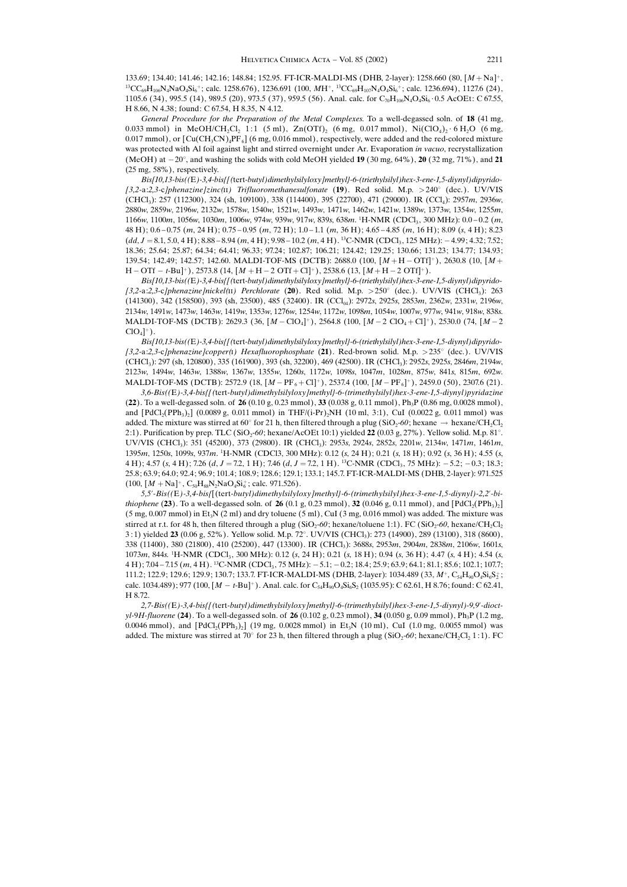133.69; 134.40; 141.46; 142.16; 148.84; 152.95. FT-ICR-MALDI-MS (DHB, 2-layer): 1258.660 (80, $[M+Na]^+$, $^{13}CC_{69}H_{106}N_4NaO_4Si_6^+$; calc. 1258.676), 1236.691 (100, $MH^+$, $^{13}CC_{69}H_{107}N_4O_4Si_6^+$; calc. 1236.694), 1127.6 (24), 1105.6 (34), 995.5 (14), 989.5 (20), 973.5 (37), 959.5 (56). Anal. calc. for $C_{70}H_{106}N_4O_4Si_6 \cdot 0.5$ AcOEt: C 67.55, H 8.66, N 4.38; found: C 67.54, H 8.35, N 4.12.

*General Procedure for the Preparation of the Metal Complexes.* To a well-degassed soln. of **18** (41 mg, 0.033 mmol) in MeOH/$CH_2Cl_2$ 1:1 (5 ml), $Zn(OTf)_2$ (6 mg, 0.017 mmol), $Ni(ClO_4)_2 \cdot 6\,H_2O$ (6 mg, 0.017 mmol), or $[Cu(CH_3CN)_4PF_6]$ (6 mg, 0.016 mmol), respectively, were added and the red-colored mixture was protected with Al foil against light and stirred overnight under Ar. Evaporation *in vacuo*, recrystallization (MeOH) at $-20°$, and washing the solids with cold MeOH yielded **19** (30 mg, 64%), **20** (32 mg, 71%), and **21** (25 mg, 58%), respectively.

*Bis[10,13-bis((*E*)-3,4-bis{[(*tert*-butyl)dimethylsilyloxy]methyl}-6-(triethylsilyl)hex-3-ene-1,5-diynyl)dipyrido-[3,2-*a*:2,3-*c*]phenazine]zinc(II) Trifluoromethanesulfonate* (**19**). Red solid. M.p. $>240°$ (dec.). UV/VIS ($CHCl_3$): 257 (112300), 324 (sh, 109100), 338 (114400), 395 (22700), 471 (29000). IR ($CCl_4$): 2957*m*, 2936*w*, 2880*w*, 2859*w*, 2196*w*, 2132*w*, 1578*w*, 1540*w*, 1521*w*, 1493*w*, 1471*w*, 1462*w*, 1421*w*, 1389*w*, 1373*w*, 1354*w*, 1255*m*, 1166*w*, 1100*m*, 1056*w*, 1030*m*, 1006*w*, 974*w*, 939*w*, 917*w*, 839*s*, 638*m*. $^1$H-NMR ($CDCl_3$, 300 MHz): 0.0–0.2 (*m*, 48 H); 0.6–0.75 (*m*, 24 H); 0.75–0.95 (*m*, 72 H); 1.0–1.1 (*m*, 36 H); 4.65–4.85 (*m*, 16 H); 8.09 (*s*, 4 H); 8.23 (*dd*, $J = 8.1, 5.0$, 4 H); 8.88–8.94 (*m*, 4 H); 9.98–10.2 (*m*, 4 H). $^{13}$C-NMR ($CDCl_3$, 125 MHz): $-4.99$; 4.32; 7.52; 18.36; 25.64; 25.87; 64.34; 64.41; 96.33; 97.24; 102.87; 106.21; 124.42; 129.25; 130.66; 131.23; 134.77; 134.93; 139.54; 142.49; 142.57; 142.60. MALDI-TOF-MS (DCTB): 2688.0 (100, $[M+H-OTf]^+$), 2630.8 (10, $[M+H-OTf-t\text{-Bu}]^+$), 2573.8 (14, $[M+H-2\,OTf+Cl]^+$), 2538.6 (13, $[M+H-2\,OTf]^+$).

*Bis[10,13-bis((*E*)-3,4-bis{[(*tert*-butyl)dimethylsilyloxy]methyl}-6-(triethylsilyl)hex-3-ene-1,5-diynyl)dipyrido-[3,2-*a*:2,3-*c*]phenazine]nickel(II) Perchlorate* (**20**). Red solid. M.p. $>250°$ (dec.). UV/VIS ($CHCl_3$): 263 (141300), 342 (158500), 393 (sh, 23500), 485 (32400). IR ($CCl_{04}$): 2972*s*, 2925*s*, 2853*m*, 2362*w*, 2331*w*, 2196*w*, 2134*w*, 1491*w*, 1473*w*, 1463*w*, 1419*w*, 1353*w*, 1276*w*, 1254*w*, 1172*w*, 1098*m*, 1054*w*, 1007*w*, 977*w*, 941*w*, 918*w*, 838*s*. MALDI-TOF-MS (DCTB): 2629.3 (36, $[M-ClO_4]^+$), 2564.8 (100, $[M-2\,ClO_4+Cl]^+$), 2530.0 (74, $[M-2\,ClO_4]^+$).

*Bis[10,13-bis((*E*)-3,4-bis{[(*tert*-butyl)dimethylsilyloxy]methyl}-6-(triethylsilyl)hex-3-ene-1,5-diynyl)dipyrido-[3,2-*a*:2,3-*c*]phenazine]copper(I) Hexafluorophosphate* (**21**). Red-brown solid. M.p. $>235°$ (dec.). UV/VIS ($CHCl_3$): 297 (sh, 120800), 335 (161900), 393 (sh, 32200), 469 (42500). IR ($CHCl_3$): 2952*s*, 2925*s*, 2846*m*, 2194*w*, 2123*w*, 1494*w*, 1463*w*, 1388*w*, 1367*w*, 1355*w*, 1260*s*, 1172*w*, 1098*s*, 1047*m*, 1028*m*, 875*w*, 841*s*, 815*m*, 692*w*. MALDI-TOF-MS (DCTB): 2572.9 (18, $[M-PF_6+Cl]^+$), 2537.4 (100, $[M-PF_6]^+$), 2459.0 (50), 2307.6 (21).

*3,6-Bis((*E*)-3,4-bis{[(*tert*-butyl)dimethylsilyloxy]methyl}-6-(trimethylsilyl)hex-3-ene-1,5-diynyl)pyridazine* (**22**). To a well-degassed soln. of **26** (0.10 g, 0.23 mmol), **33** (0.038 g, 0.11 mmol), $Ph_3P$ (0.86 mg, 0.0028 mmol), and $[PdCl_2(PPh_3)_2]$ (0.0089 g, 0.011 mmol) in THF/(i-Pr)$_2$NH (10 ml, 3:1), CuI (0.0022 g, 0.011 mmol) was added. The mixture was stirred at 60° for 21 h, then filtered through a plug ($SiO_2$-*60*; hexane → hexane/$CH_2Cl_2$ 2:1). Purification by prep. TLC ($SiO_2$-*60*; hexane/AcOEt 10:1) yielded **22** (0.03 g, 27%). Yellow solid. M.p. 81°. UV/VIS ($CHCl_3$): 351 (45200), 373 (29800). IR ($CHCl_3$): 2953*s*, 2924*s*, 2852*s*, 2201*w*, 2134*w*, 1471*m*, 1461*m*, 1395*m*, 1250*s*, 1099*s*, 937*m*. $^1$H-NMR (CDCl3, 300 MHz): 0.12 (*s*, 24 H); 0.21 (*s*, 18 H); 0.92 (*s*, 36 H); 4.55 (*s*, 4 H); 4.57 (*s*, 4 H); 7.26 (*d*, $J = 7.2$, 1 H); 7.46 (*d*, $J = 7.2$, 1 H). $^{13}$C-NMR ($CDCl_3$, 75 MHz): $-5.2$; $-0.3$; 18.3; 25.8; 63.9; 64.0; 92.4; 96.9; 101.4; 108.9; 128.6; 129.1; 133.1; 145.7. FT-ICR-MALDI-MS (DHB, 2-layer): 971.525 (100, $[M+Na]^+$, $C_{50}H_{88}N_2NaO_4Si_6^+$; calc. 971.526).

*5,5′-Bis((*E*)-3,4-bis{[(*tert*-butyl)dimethylsilyloxy]methyl}-6-(trimethylsilyl)hex-3-ene-1,5-diynyl)-2,2′-bithiophene* (**23**). To a well-degassed soln. of **26** (0.1 g, 0.23 mmol), **32** (0.046 g, 0.11 mmol), and $[PdCl_2(PPh_3)_2]$ (5 mg, 0.007 mmol) in $Et_3N$ (2 ml) and dry toluene (5 ml), CuI (3 mg, 0.016 mmol) was added. The mixture was stirred at r.t. for 48 h, then filtered through a plug ($SiO_2$-*60*; hexane/toluene 1:1). FC ($SiO_2$-*60*, hexane/$CH_2Cl_2$ 3:1) yielded **23** (0.06 g, 52%). Yellow solid. M.p. 72°. UV/VIS ($CHCl_3$): 273 (14900), 289 (13100), 318 (8600), 338 (11400), 380 (21800), 410 (25200), 447 (13300). IR ($CHCl_3$): 3688*s*, 2953*m*, 2904*m*, 2838*m*, 2106*w*, 1601*s*, 1073*m*, 844*s*. $^1$H-NMR ($CDCl_3$, 300 MHz): 0.12 (*s*, 24 H); 0.21 (*s*, 18 H); 0.94 (*s*, 36 H); 4.47 (*s*, 4 H); 4.54 (*s*, 4 H); 7.04–7.15 (*m*, 4 H). $^{13}$C-NMR ($CDCl_3$, 75 MHz): $-5.1$; $-0.2$; 18.4; 25.9; 63.9; 64.1; 81.1; 85.6; 102.1; 107.7; 111.2; 122.9; 129.6; 129.9; 130.7; 133.7. FT-ICR-MALDI-MS (DHB, 2-layer): 1034.489 (33, $M^+$, $C_{54}H_{90}O_4Si_6S_2^+$; calc. 1034.489); 977 (100, $[M-t\text{-Bu}]^+$). Anal. calc. for $C_{54}H_{90}O_4Si_6S_2$ (1035.95): C 62.61, H 8.76; found: C 62.41, H 8.72.

*2,7-Bis((*E*)-3,4-bis{[(*tert*-butyl)dimethylsilyloxy]methyl}-6-(trimethylsilyl)hex-3-ene-1,5-diynyl)-9,9′-dioctyl-9H-fluorene* (**24**). To a well-degassed soln. of **26** (0.102 g, 0.233 mmol), **34** (0.050 g, 0.09 mmol), $Ph_3P$ (1.2 mg, 0.0046 mmol), and $[PdCl_2(PPh_3)_2]$ (19 mg, 0.0028 mmol) in $Et_3N$ (10 ml), CuI (1.0 mg, 0.0055 mmol) was added. The mixture was stirred at 70° for 23 h, then filtered through a plug ($SiO_2$-*60*; hexane/$CH_2Cl_2$ 1:1). FC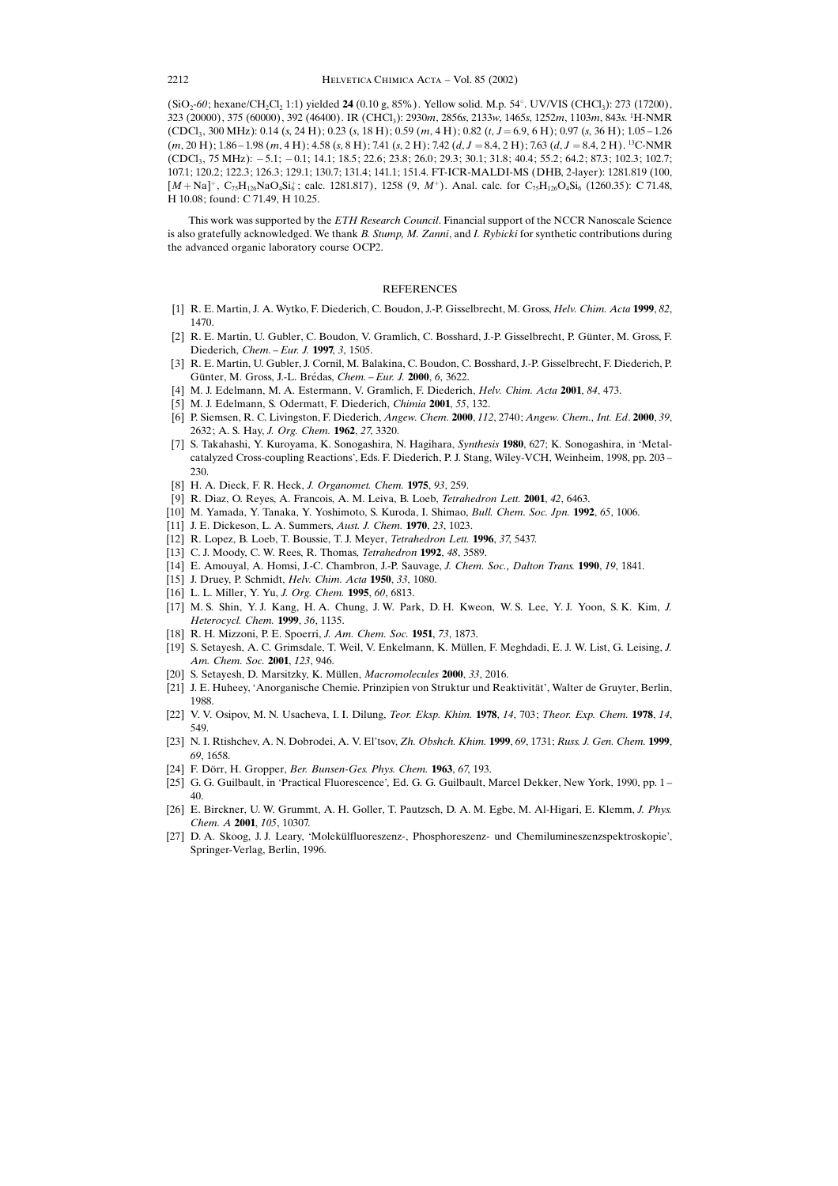($SiO_2$-*60*; hexane/$CH_2Cl_2$ 1:1) yielded **24** (0.10 g, 85%). Yellow solid. M.p. 54°. UV/VIS ($CHCl_3$): 273 (17200), 323 (20000), 375 (60000), 392 (46400). IR ($CHCl_3$): 2930*m*, 2856*s*, 2133*w*, 1465*s*, 1252*m*, 1103*m*, 843*s*. $^1$H-NMR ($CDCl_3$, 300 MHz): 0.14 (*s*, 24 H); 0.23 (*s*, 18 H); 0.59 (*m*, 4 H); 0.82 (*t*, $J = 6.9$, 6 H); 0.97 (*s*, 36 H); 1.05 – 1.26 (*m*, 20 H); 1.86 – 1.98 (*m*, 4 H); 4.58 (*s*, 8 H); 7.41 (*s*, 2 H); 7.42 (*d*, $J = 8.4$, 2 H); 7.63 (*d*, $J = 8.4$, 2 H). $^{13}$C-NMR ($CDCl_3$, 75 MHz): −5.1; −0.1; 14.1; 18.5; 22.6; 23.8; 26.0; 29.3; 30.1; 31.8; 40.4; 55.2; 64.2; 87.3; 102.3; 102.7; 107.1; 120.2; 122.3; 126.3; 129.1; 130.7; 131.4; 141.1; 151.4. FT-ICR-MALDI-MS (DHB, 2-layer): 1281.819 (100, $[M + Na]^+$, $C_{75}H_{126}NaO_4Si_6^+$; calc. 1281.817), 1258 (9, $M^+$). Anal. calc. for $C_{75}H_{126}O_4Si_6$ (1260.35): C 71.48, H 10.08; found: C 71.49, H 10.25.

This work was supported by the *ETH Research Council*. Financial support of the NCCR Nanoscale Science is also gratefully acknowledged. We thank *B. Stump, M. Zanni*, and *I. Rybicki* for synthetic contributions during the advanced organic laboratory course OCP2.

## REFERENCES

[1] R. E. Martin, J. A. Wytko, F. Diederich, C. Boudon, J.-P. Gisselbrecht, M. Gross, *Helv. Chim. Acta* **1999**, *82*, 1470.

[2] R. E. Martin, U. Gubler, C. Boudon, V. Gramlich, C. Bosshard, J.-P. Gisselbrecht, P. Günter, M. Gross, F. Diederich, *Chem. – Eur. J.* **1997**, *3*, 1505.

[3] R. E. Martin, U. Gubler, J. Cornil, M. Balakina, C. Boudon, C. Bosshard, J.-P. Gisselbrecht, F. Diederich, P. Günter, M. Gross, J.-L. Brédas, *Chem. – Eur. J.* **2000**, *6*, 3622.

[4] M. J. Edelmann, M. A. Estermann, V. Gramlich, F. Diederich, *Helv. Chim. Acta* **2001**, *84*, 473.

[5] M. J. Edelmann, S. Odermatt, F. Diederich, *Chimia* **2001**, *55*, 132.

[6] P. Siemsen, R. C. Livingston, F. Diederich, *Angew. Chem.* **2000**, *112*, 2740; *Angew. Chem., Int. Ed*. **2000**, *39*, 2632; A. S. Hay, *J. Org. Chem.* **1962**, *27*, 3320.

[7] S. Takahashi, Y. Kuroyama, K. Sonogashira, N. Hagihara, *Synthesis* **1980**, 627; K. Sonogashira, in 'Metal-catalyzed Cross-coupling Reactions', Eds. F. Diederich, P. J. Stang, Wiley-VCH, Weinheim, 1998, pp. 203 – 230.

[8] H. A. Dieck, F. R. Heck, *J. Organomet. Chem.* **1975**, *93*, 259.

[9] R. Diaz, O. Reyes, A. Francois, A. M. Leiva, B. Loeb, *Tetrahedron Lett.* **2001**, *42*, 6463.

[10] M. Yamada, Y. Tanaka, Y. Yoshimoto, S. Kuroda, I. Shimao, *Bull. Chem. Soc. Jpn.* **1992**, *65*, 1006.

[11] J. E. Dickeson, L. A. Summers, *Aust. J. Chem.* **1970**, *23*, 1023.

[12] R. Lopez, B. Loeb, T. Boussie, T. J. Meyer, *Tetrahedron Lett.* **1996**, *37*, 5437.

[13] C. J. Moody, C. W. Rees, R. Thomas, *Tetrahedron* **1992**, *48*, 3589.

[14] E. Amouyal, A. Homsi, J.-C. Chambron, J.-P. Sauvage, *J. Chem. Soc., Dalton Trans.* **1990**, *19*, 1841.

[15] J. Druey, P. Schmidt, *Helv. Chim. Acta* **1950**, *33*, 1080.

[16] L. L. Miller, Y. Yu, *J. Org. Chem.* **1995**, *60*, 6813.

[17] M. S. Shin, Y. J. Kang, H. A. Chung, J. W. Park, D. H. Kweon, W. S. Lee, Y. J. Yoon, S. K. Kim, *J. Heterocycl. Chem.* **1999**, *36*, 1135.

[18] R. H. Mizzoni, P. E. Spoerri, *J. Am. Chem. Soc.* **1951**, *73*, 1873.

[19] S. Setayesh, A. C. Grimsdale, T. Weil, V. Enkelmann, K. Müllen, F. Meghdadi, E. J. W. List, G. Leising, *J. Am. Chem. Soc.* **2001**, *123*, 946.

[20] S. Setayesh, D. Marsitzky, K. Müllen, *Macromolecules* **2000**, *33*, 2016.

[21] J. E. Huheey, 'Anorganische Chemie. Prinzipien von Struktur und Reaktivität', Walter de Gruyter, Berlin, 1988.

[22] V. V. Osipov, M. N. Usacheva, I. I. Dilung, *Teor. Eksp. Khim.* **1978**, *14*, 703; *Theor. Exp. Chem.* **1978**, *14*, 549.

[23] N. I. Rtishchev, A. N. Dobrodei, A. V. El'tsov, *Zh. Obshch. Khim.* **1999**, *69*, 1731; *Russ. J. Gen. Chem.* **1999**, *69*, 1658.

[24] F. Dörr, H. Gropper, *Ber. Bunsen-Ges. Phys. Chem.* **1963**, *67*, 193.

[25] G. G. Guilbault, in 'Practical Fluorescence', Ed. G. G. Guilbault, Marcel Dekker, New York, 1990, pp. 1 – 40.

[26] E. Birckner, U. W. Grummt, A. H. Goller, T. Pautzsch, D. A. M. Egbe, M. Al-Higari, E. Klemm, *J. Phys. Chem. A* **2001**, *105*, 10307.

[27] D. A. Skoog, J. J. Leary, 'Molekülfluoreszenz-, Phosphoreszenz- und Chemilumineszenzspektroskopie', Springer-Verlag, Berlin, 1996.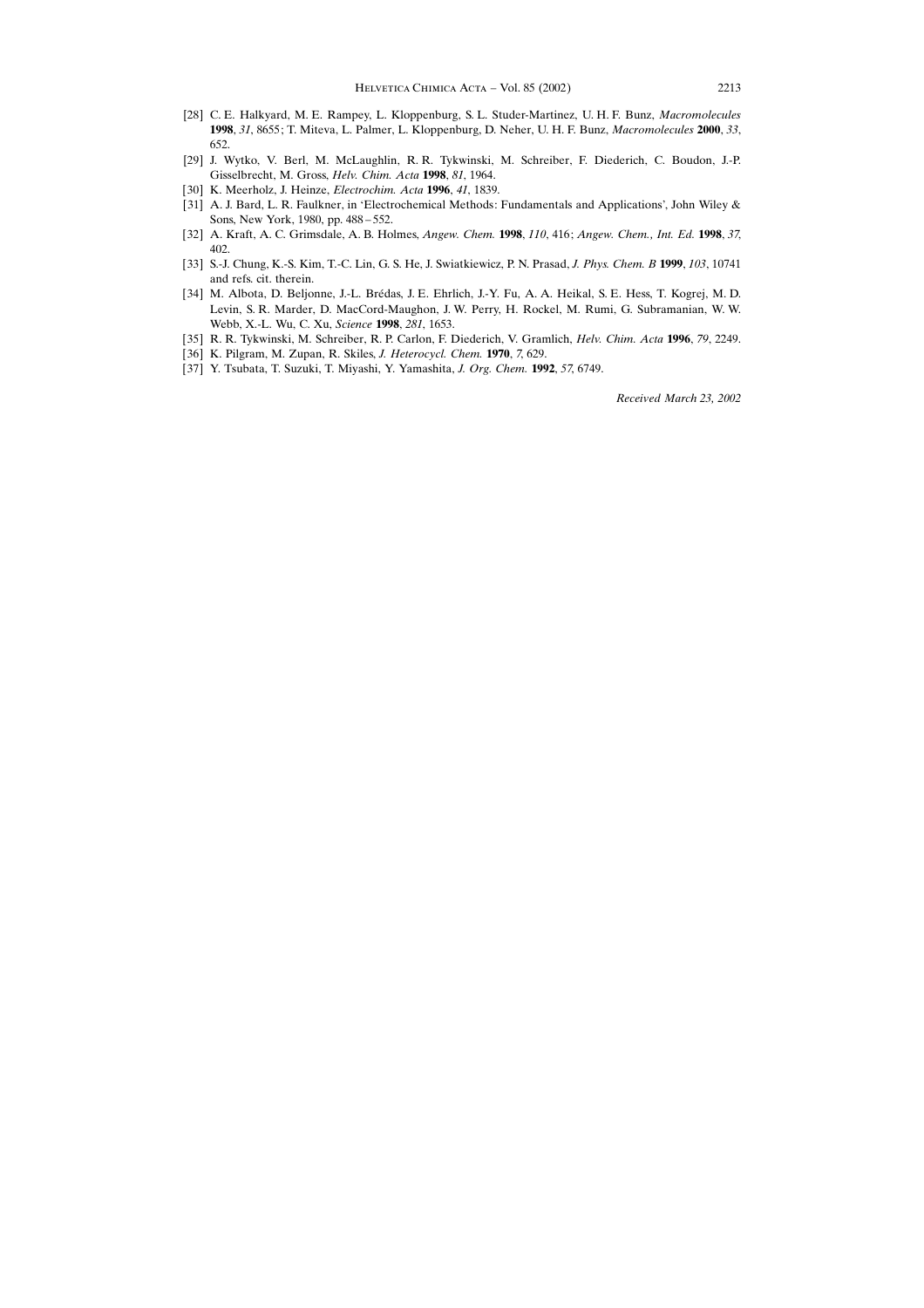[28] C. E. Halkyard, M. E. Rampey, L. Kloppenburg, S. L. Studer-Martinez, U. H. F. Bunz, *Macromolecules* **1998**, *31*, 8655; T. Miteva, L. Palmer, L. Kloppenburg, D. Neher, U. H. F. Bunz, *Macromolecules* **2000**, *33*, 652.

[29] J. Wytko, V. Berl, M. McLaughlin, R. R. Tykwinski, M. Schreiber, F. Diederich, C. Boudon, J.-P. Gisselbrecht, M. Gross, *Helv. Chim. Acta* **1998**, *81*, 1964.

[30] K. Meerholz, J. Heinze, *Electrochim. Acta* **1996**, *41*, 1839.

[31] A. J. Bard, L. R. Faulkner, in 'Electrochemical Methods: Fundamentals and Applications', John Wiley & Sons, New York, 1980, pp. 488–552.

[32] A. Kraft, A. C. Grimsdale, A. B. Holmes, *Angew. Chem.* **1998**, *110*, 416; *Angew. Chem., Int. Ed.* **1998**, *37*, 402.

[33] S.-J. Chung, K.-S. Kim, T.-C. Lin, G. S. He, J. Swiatkiewicz, P. N. Prasad, *J. Phys. Chem. B* **1999**, *103*, 10741 and refs. cit. therein.

[34] M. Albota, D. Beljonne, J.-L. Brédas, J. E. Ehrlich, J.-Y. Fu, A. A. Heikal, S. E. Hess, T. Kogrej, M. D. Levin, S. R. Marder, D. MacCord-Maughon, J. W. Perry, H. Rockel, M. Rumi, G. Subramanian, W. W. Webb, X.-L. Wu, C. Xu, *Science* **1998**, *281*, 1653.

[35] R. R. Tykwinski, M. Schreiber, R. P. Carlon, F. Diederich, V. Gramlich, *Helv. Chim. Acta* **1996**, *79*, 2249.

[36] K. Pilgram, M. Zupan, R. Skiles, *J. Heterocycl. Chem.* **1970**, *7*, 629.

[37] Y. Tsubata, T. Suzuki, T. Miyashi, Y. Yamashita, *J. Org. Chem.* **1992**, *57*, 6749.

*Received March 23, 2002*